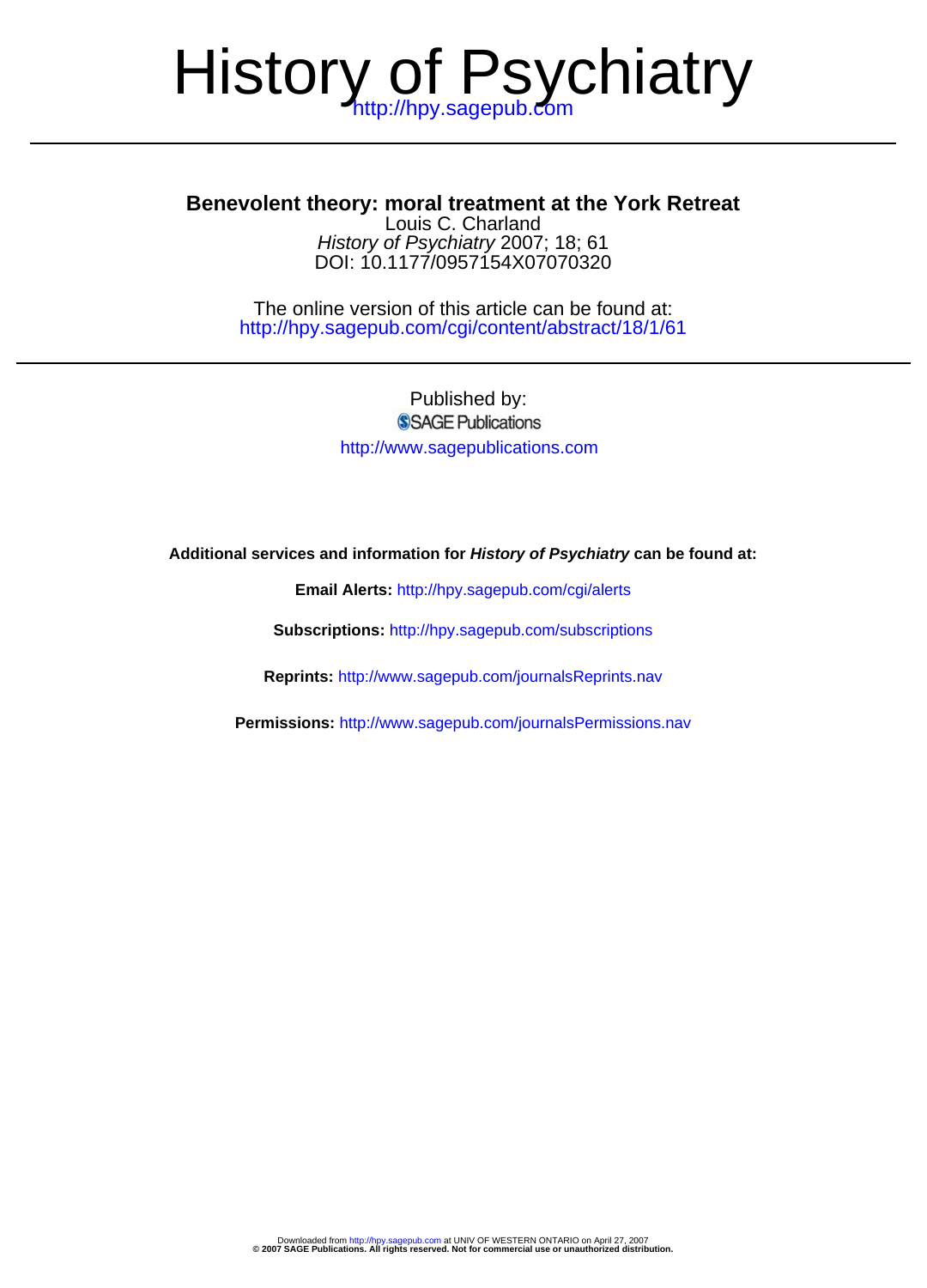# History of Psychiatry

http://hpy.sagepub.com

## Benevolent theory: moral treatment at the York Retreat

Louis C. Charland

*History of Psychiatry* 2007; 18; 61

DOI: 10.1177/0957154X07070320

The online version of this article can be found at:
http://hpy.sagepub.com/cgi/content/abstract/18/1/61

Published by:

SAGE Publications

http://www.sagepublications.com

**Additional services and information for *History of Psychiatry* can be found at:**

**Email Alerts:** http://hpy.sagepub.com/cgi/alerts

**Subscriptions:** http://hpy.sagepub.com/subscriptions

**Reprints:** http://www.sagepub.com/journalsReprints.nav

**Permissions:** http://www.sagepub.com/journalsPermissions.nav

Downloaded from http://hpy.sagepub.com at UNIV OF WESTERN ONTARIO on April 27, 2007
**© 2007 SAGE Publications. All rights reserved. Not for commercial use or unauthorized distribution.**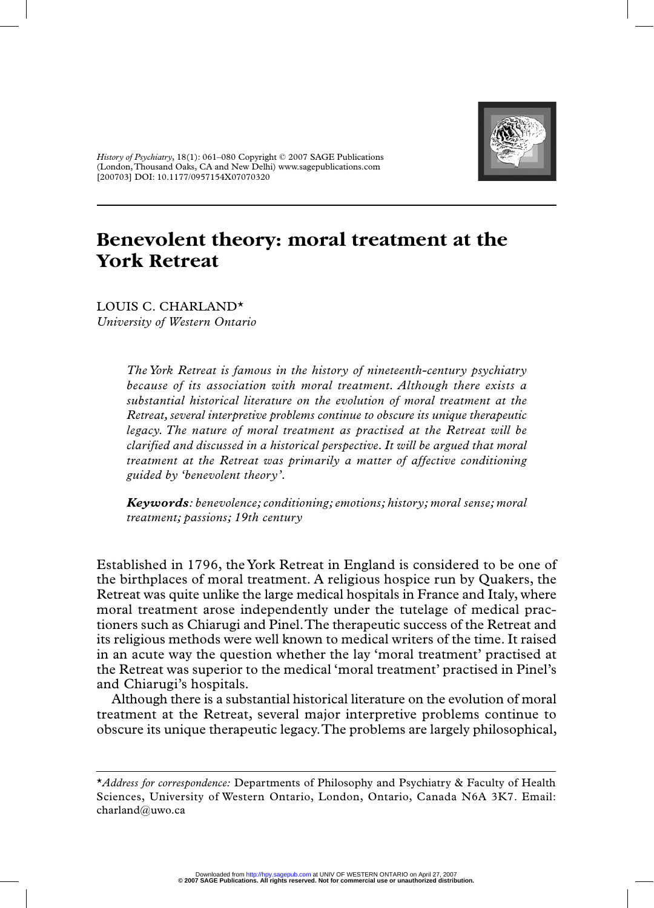# Benevolent theory: moral treatment at the York Retreat

LOUIS C. CHARLAND*
*University of Western Ontario*

*The York Retreat is famous in the history of nineteenth-century psychiatry because of its association with moral treatment. Although there exists a substantial historical literature on the evolution of moral treatment at the Retreat, several interpretive problems continue to obscure its unique therapeutic legacy. The nature of moral treatment as practised at the Retreat will be clarified and discussed in a historical perspective. It will be argued that moral treatment at the Retreat was primarily a matter of affective conditioning guided by 'benevolent theory'.*

***Keywords**: benevolence; conditioning; emotions; history; moral sense; moral treatment; passions; 19th century*

Established in 1796, the York Retreat in England is considered to be one of the birthplaces of moral treatment. A religious hospice run by Quakers, the Retreat was quite unlike the large medical hospitals in France and Italy, where moral treatment arose independently under the tutelage of medical practioners such as Chiarugi and Pinel. The therapeutic success of the Retreat and its religious methods were well known to medical writers of the time. It raised in an acute way the question whether the lay 'moral treatment' practised at the Retreat was superior to the medical 'moral treatment' practised in Pinel's and Chiarugi's hospitals.

Although there is a substantial historical literature on the evolution of moral treatment at the Retreat, several major interpretive problems continue to obscure its unique therapeutic legacy. The problems are largely philosophical,

*Address for correspondence:* Departments of Philosophy and Psychiatry & Faculty of Health Sciences, University of Western Ontario, London, Ontario, Canada N6A 3K7. Email: charland@uwo.ca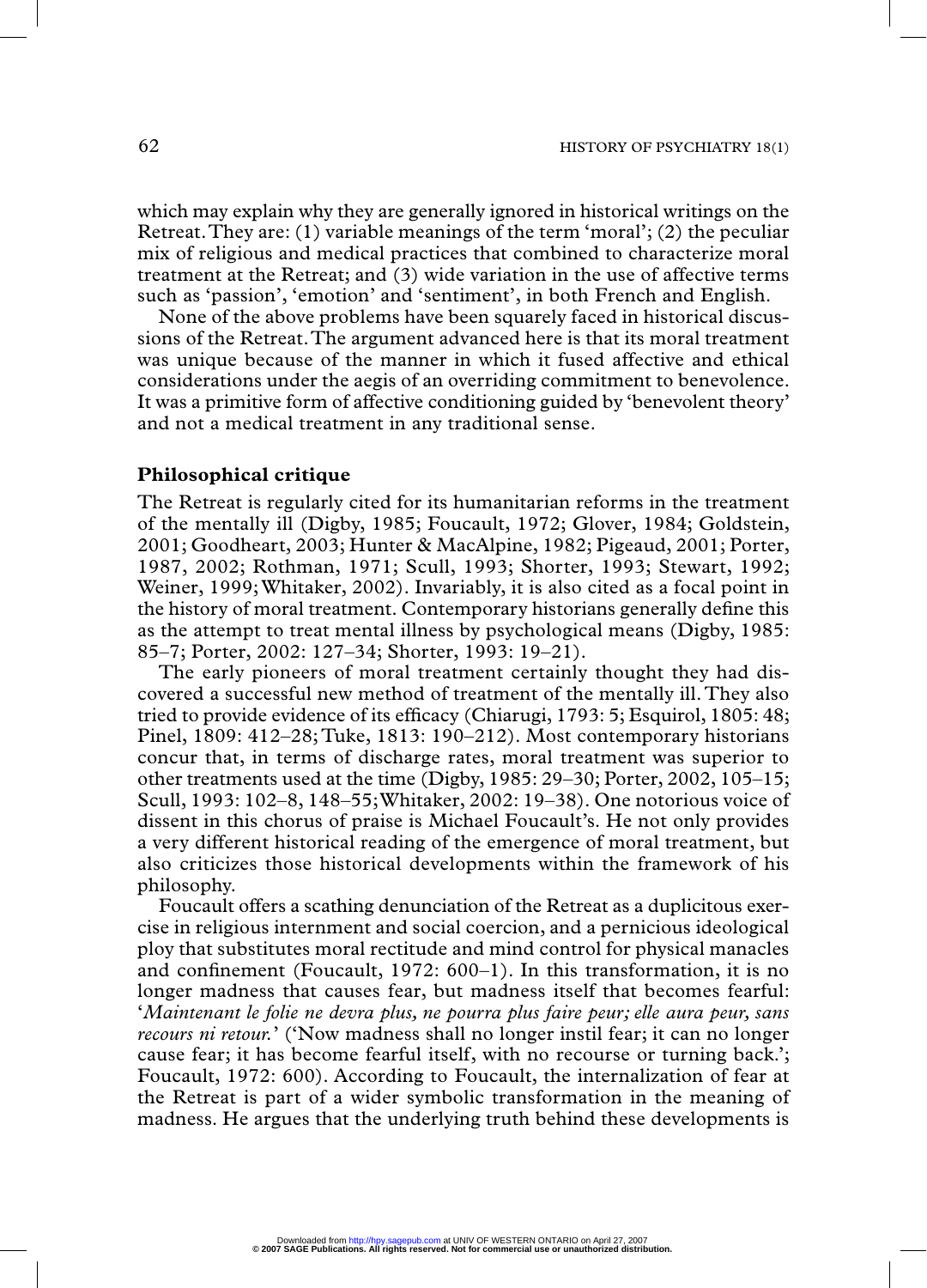which may explain why they are generally ignored in historical writings on the Retreat. They are: (1) variable meanings of the term 'moral'; (2) the peculiar mix of religious and medical practices that combined to characterize moral treatment at the Retreat; and (3) wide variation in the use of affective terms such as 'passion', 'emotion' and 'sentiment', in both French and English.

None of the above problems have been squarely faced in historical discussions of the Retreat. The argument advanced here is that its moral treatment was unique because of the manner in which it fused affective and ethical considerations under the aegis of an overriding commitment to benevolence. It was a primitive form of affective conditioning guided by 'benevolent theory' and not a medical treatment in any traditional sense.

## Philosophical critique

The Retreat is regularly cited for its humanitarian reforms in the treatment of the mentally ill (Digby, 1985; Foucault, 1972; Glover, 1984; Goldstein, 2001; Goodheart, 2003; Hunter & MacAlpine, 1982; Pigeaud, 2001; Porter, 1987, 2002; Rothman, 1971; Scull, 1993; Shorter, 1993; Stewart, 1992; Weiner, 1999; Whitaker, 2002). Invariably, it is also cited as a focal point in the history of moral treatment. Contemporary historians generally define this as the attempt to treat mental illness by psychological means (Digby, 1985: 85–7; Porter, 2002: 127–34; Shorter, 1993: 19–21).

The early pioneers of moral treatment certainly thought they had discovered a successful new method of treatment of the mentally ill. They also tried to provide evidence of its efficacy (Chiarugi, 1793: 5; Esquirol, 1805: 48; Pinel, 1809: 412–28; Tuke, 1813: 190–212). Most contemporary historians concur that, in terms of discharge rates, moral treatment was superior to other treatments used at the time (Digby, 1985: 29–30; Porter, 2002, 105–15; Scull, 1993: 102–8, 148–55; Whitaker, 2002: 19–38). One notorious voice of dissent in this chorus of praise is Michael Foucault's. He not only provides a very different historical reading of the emergence of moral treatment, but also criticizes those historical developments within the framework of his philosophy.

Foucault offers a scathing denunciation of the Retreat as a duplicitous exercise in religious internment and social coercion, and a pernicious ideological ploy that substitutes moral rectitude and mind control for physical manacles and confinement (Foucault, 1972: 600–1). In this transformation, it is no longer madness that causes fear, but madness itself that becomes fearful: '*Maintenant le folie ne devra plus, ne pourra plus faire peur; elle aura peur, sans recours ni retour.*' ('Now madness shall no longer instil fear; it can no longer cause fear; it has become fearful itself, with no recourse or turning back.'; Foucault, 1972: 600). According to Foucault, the internalization of fear at the Retreat is part of a wider symbolic transformation in the meaning of madness. He argues that the underlying truth behind these developments is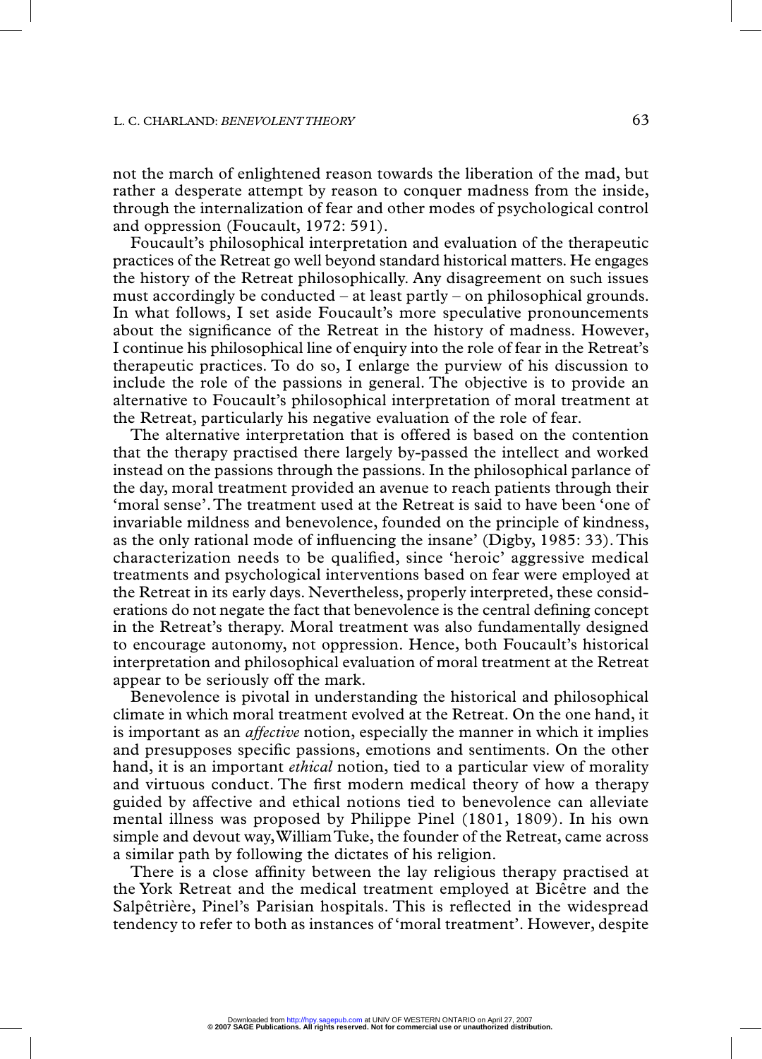not the march of enlightened reason towards the liberation of the mad, but rather a desperate attempt by reason to conquer madness from the inside, through the internalization of fear and other modes of psychological control and oppression (Foucault, 1972: 591).

Foucault's philosophical interpretation and evaluation of the therapeutic practices of the Retreat go well beyond standard historical matters. He engages the history of the Retreat philosophically. Any disagreement on such issues must accordingly be conducted – at least partly – on philosophical grounds. In what follows, I set aside Foucault's more speculative pronouncements about the significance of the Retreat in the history of madness. However, I continue his philosophical line of enquiry into the role of fear in the Retreat's therapeutic practices. To do so, I enlarge the purview of his discussion to include the role of the passions in general. The objective is to provide an alternative to Foucault's philosophical interpretation of moral treatment at the Retreat, particularly his negative evaluation of the role of fear.

The alternative interpretation that is offered is based on the contention that the therapy practised there largely by-passed the intellect and worked instead on the passions through the passions. In the philosophical parlance of the day, moral treatment provided an avenue to reach patients through their 'moral sense'. The treatment used at the Retreat is said to have been 'one of invariable mildness and benevolence, founded on the principle of kindness, as the only rational mode of influencing the insane' (Digby, 1985: 33). This characterization needs to be qualified, since 'heroic' aggressive medical treatments and psychological interventions based on fear were employed at the Retreat in its early days. Nevertheless, properly interpreted, these considerations do not negate the fact that benevolence is the central defining concept in the Retreat's therapy. Moral treatment was also fundamentally designed to encourage autonomy, not oppression. Hence, both Foucault's historical interpretation and philosophical evaluation of moral treatment at the Retreat appear to be seriously off the mark.

Benevolence is pivotal in understanding the historical and philosophical climate in which moral treatment evolved at the Retreat. On the one hand, it is important as an *affective* notion, especially the manner in which it implies and presupposes specific passions, emotions and sentiments. On the other hand, it is an important *ethical* notion, tied to a particular view of morality and virtuous conduct. The first modern medical theory of how a therapy guided by affective and ethical notions tied to benevolence can alleviate mental illness was proposed by Philippe Pinel (1801, 1809). In his own simple and devout way, William Tuke, the founder of the Retreat, came across a similar path by following the dictates of his religion.

There is a close affinity between the lay religious therapy practised at the York Retreat and the medical treatment employed at Bicêtre and the Salpêtrière, Pinel's Parisian hospitals. This is reflected in the widespread tendency to refer to both as instances of 'moral treatment'. However, despite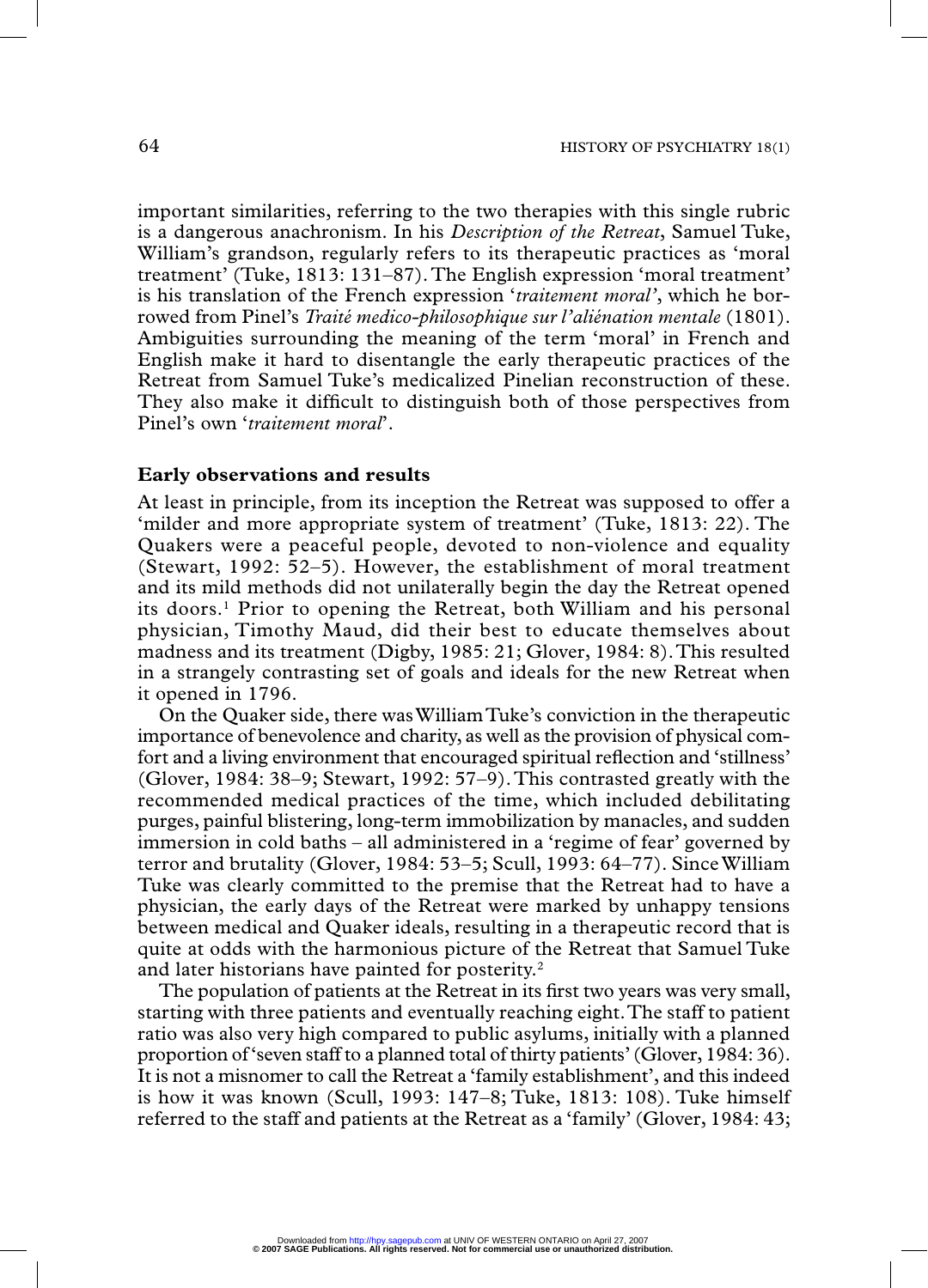important similarities, referring to the two therapies with this single rubric is a dangerous anachronism. In his *Description of the Retreat*, Samuel Tuke, William's grandson, regularly refers to its therapeutic practices as 'moral treatment' (Tuke, 1813: 131–87). The English expression 'moral treatment' is his translation of the French expression '*traitement moral*', which he borrowed from Pinel's *Traité medico-philosophique sur l'aliénation mentale* (1801). Ambiguities surrounding the meaning of the term 'moral' in French and English make it hard to disentangle the early therapeutic practices of the Retreat from Samuel Tuke's medicalized Pinelian reconstruction of these. They also make it difficult to distinguish both of those perspectives from Pinel's own '*traitement moral*'.

## Early observations and results

At least in principle, from its inception the Retreat was supposed to offer a 'milder and more appropriate system of treatment' (Tuke, 1813: 22). The Quakers were a peaceful people, devoted to non-violence and equality (Stewart, 1992: 52–5). However, the establishment of moral treatment and its mild methods did not unilaterally begin the day the Retreat opened its doors.[1] Prior to opening the Retreat, both William and his personal physician, Timothy Maud, did their best to educate themselves about madness and its treatment (Digby, 1985: 21; Glover, 1984: 8). This resulted in a strangely contrasting set of goals and ideals for the new Retreat when it opened in 1796.

On the Quaker side, there was William Tuke's conviction in the therapeutic importance of benevolence and charity, as well as the provision of physical comfort and a living environment that encouraged spiritual reflection and 'stillness' (Glover, 1984: 38–9; Stewart, 1992: 57–9). This contrasted greatly with the recommended medical practices of the time, which included debilitating purges, painful blistering, long-term immobilization by manacles, and sudden immersion in cold baths – all administered in a 'regime of fear' governed by terror and brutality (Glover, 1984: 53–5; Scull, 1993: 64–77). Since William Tuke was clearly committed to the premise that the Retreat had to have a physician, the early days of the Retreat were marked by unhappy tensions between medical and Quaker ideals, resulting in a therapeutic record that is quite at odds with the harmonious picture of the Retreat that Samuel Tuke and later historians have painted for posterity.[2]

The population of patients at the Retreat in its first two years was very small, starting with three patients and eventually reaching eight. The staff to patient ratio was also very high compared to public asylums, initially with a planned proportion of 'seven staff to a planned total of thirty patients' (Glover, 1984: 36). It is not a misnomer to call the Retreat a 'family establishment', and this indeed is how it was known (Scull, 1993: 147–8; Tuke, 1813: 108). Tuke himself referred to the staff and patients at the Retreat as a 'family' (Glover, 1984: 43;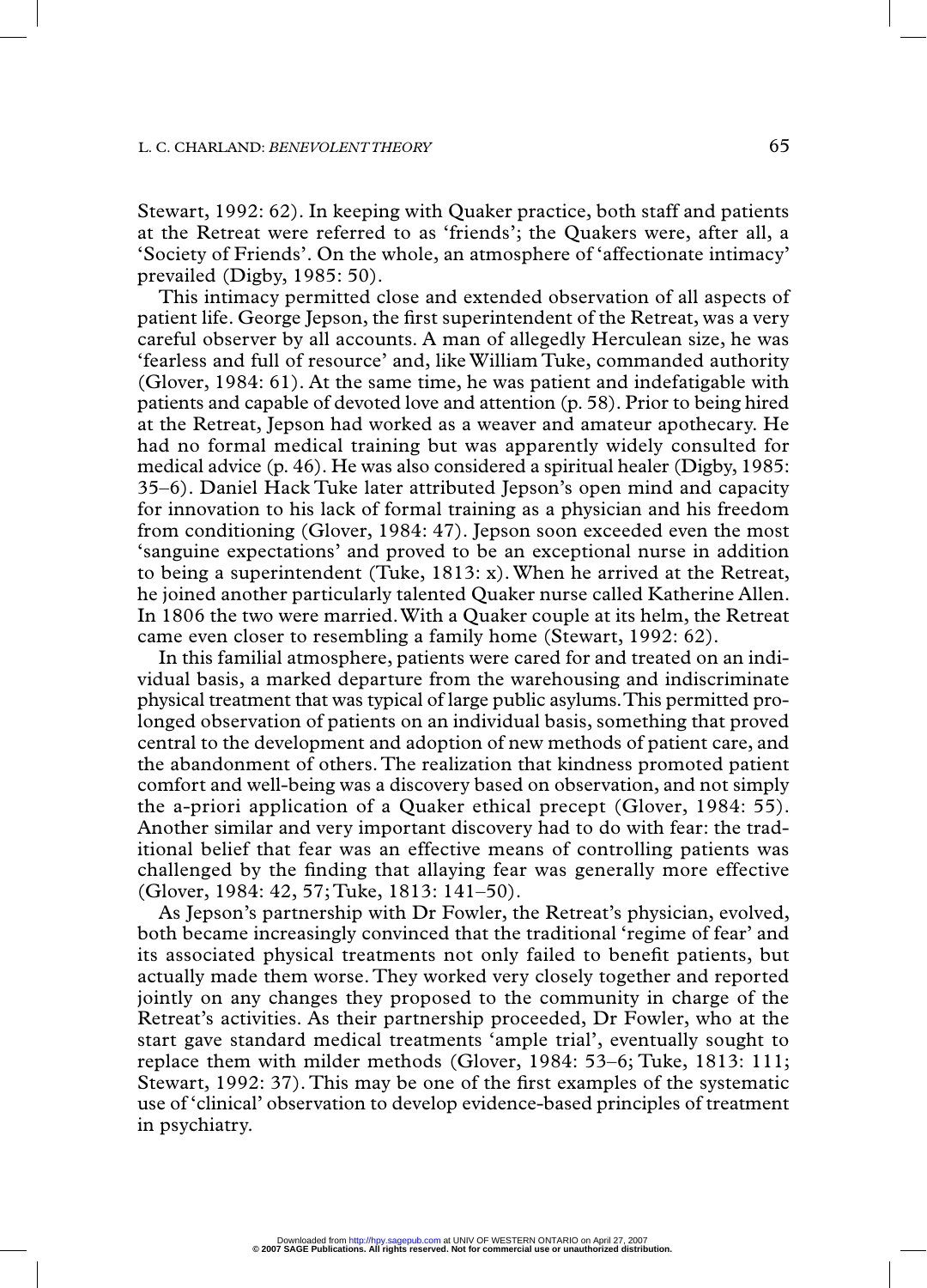Stewart, 1992: 62). In keeping with Quaker practice, both staff and patients at the Retreat were referred to as 'friends'; the Quakers were, after all, a 'Society of Friends'. On the whole, an atmosphere of 'affectionate intimacy' prevailed (Digby, 1985: 50).

This intimacy permitted close and extended observation of all aspects of patient life. George Jepson, the first superintendent of the Retreat, was a very careful observer by all accounts. A man of allegedly Herculean size, he was 'fearless and full of resource' and, like William Tuke, commanded authority (Glover, 1984: 61). At the same time, he was patient and indefatigable with patients and capable of devoted love and attention (p. 58). Prior to being hired at the Retreat, Jepson had worked as a weaver and amateur apothecary. He had no formal medical training but was apparently widely consulted for medical advice (p. 46). He was also considered a spiritual healer (Digby, 1985: 35–6). Daniel Hack Tuke later attributed Jepson's open mind and capacity for innovation to his lack of formal training as a physician and his freedom from conditioning (Glover, 1984: 47). Jepson soon exceeded even the most 'sanguine expectations' and proved to be an exceptional nurse in addition to being a superintendent (Tuke, 1813: x). When he arrived at the Retreat, he joined another particularly talented Quaker nurse called Katherine Allen. In 1806 the two were married. With a Quaker couple at its helm, the Retreat came even closer to resembling a family home (Stewart, 1992: 62).

In this familial atmosphere, patients were cared for and treated on an individual basis, a marked departure from the warehousing and indiscriminate physical treatment that was typical of large public asylums. This permitted prolonged observation of patients on an individual basis, something that proved central to the development and adoption of new methods of patient care, and the abandonment of others. The realization that kindness promoted patient comfort and well-being was a discovery based on observation, and not simply the a-priori application of a Quaker ethical precept (Glover, 1984: 55). Another similar and very important discovery had to do with fear: the traditional belief that fear was an effective means of controlling patients was challenged by the finding that allaying fear was generally more effective (Glover, 1984: 42, 57; Tuke, 1813: 141–50).

As Jepson's partnership with Dr Fowler, the Retreat's physician, evolved, both became increasingly convinced that the traditional 'regime of fear' and its associated physical treatments not only failed to benefit patients, but actually made them worse. They worked very closely together and reported jointly on any changes they proposed to the community in charge of the Retreat's activities. As their partnership proceeded, Dr Fowler, who at the start gave standard medical treatments 'ample trial', eventually sought to replace them with milder methods (Glover, 1984: 53–6; Tuke, 1813: 111; Stewart, 1992: 37). This may be one of the first examples of the systematic use of 'clinical' observation to develop evidence-based principles of treatment in psychiatry.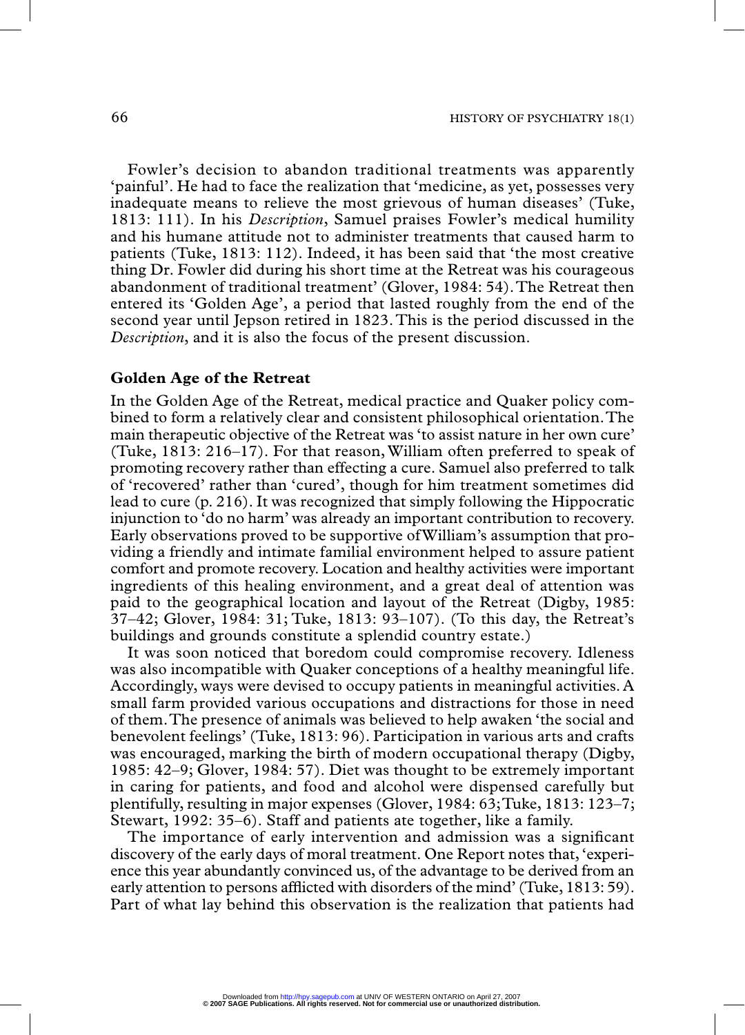Fowler's decision to abandon traditional treatments was apparently 'painful'. He had to face the realization that 'medicine, as yet, possesses very inadequate means to relieve the most grievous of human diseases' (Tuke, 1813: 111). In his *Description*, Samuel praises Fowler's medical humility and his humane attitude not to administer treatments that caused harm to patients (Tuke, 1813: 112). Indeed, it has been said that 'the most creative thing Dr. Fowler did during his short time at the Retreat was his courageous abandonment of traditional treatment' (Glover, 1984: 54). The Retreat then entered its 'Golden Age', a period that lasted roughly from the end of the second year until Jepson retired in 1823. This is the period discussed in the *Description*, and it is also the focus of the present discussion.

## Golden Age of the Retreat

In the Golden Age of the Retreat, medical practice and Quaker policy combined to form a relatively clear and consistent philosophical orientation. The main therapeutic objective of the Retreat was 'to assist nature in her own cure' (Tuke, 1813: 216–17). For that reason, William often preferred to speak of promoting recovery rather than effecting a cure. Samuel also preferred to talk of 'recovered' rather than 'cured', though for him treatment sometimes did lead to cure (p. 216). It was recognized that simply following the Hippocratic injunction to 'do no harm' was already an important contribution to recovery. Early observations proved to be supportive of William's assumption that providing a friendly and intimate familial environment helped to assure patient comfort and promote recovery. Location and healthy activities were important ingredients of this healing environment, and a great deal of attention was paid to the geographical location and layout of the Retreat (Digby, 1985: 37–42; Glover, 1984: 31; Tuke, 1813: 93–107). (To this day, the Retreat's buildings and grounds constitute a splendid country estate.)

It was soon noticed that boredom could compromise recovery. Idleness was also incompatible with Quaker conceptions of a healthy meaningful life. Accordingly, ways were devised to occupy patients in meaningful activities. A small farm provided various occupations and distractions for those in need of them. The presence of animals was believed to help awaken 'the social and benevolent feelings' (Tuke, 1813: 96). Participation in various arts and crafts was encouraged, marking the birth of modern occupational therapy (Digby, 1985: 42–9; Glover, 1984: 57). Diet was thought to be extremely important in caring for patients, and food and alcohol were dispensed carefully but plentifully, resulting in major expenses (Glover, 1984: 63; Tuke, 1813: 123–7; Stewart, 1992: 35–6). Staff and patients ate together, like a family.

The importance of early intervention and admission was a significant discovery of the early days of moral treatment. One Report notes that, 'experience this year abundantly convinced us, of the advantage to be derived from an early attention to persons afflicted with disorders of the mind' (Tuke, 1813: 59). Part of what lay behind this observation is the realization that patients had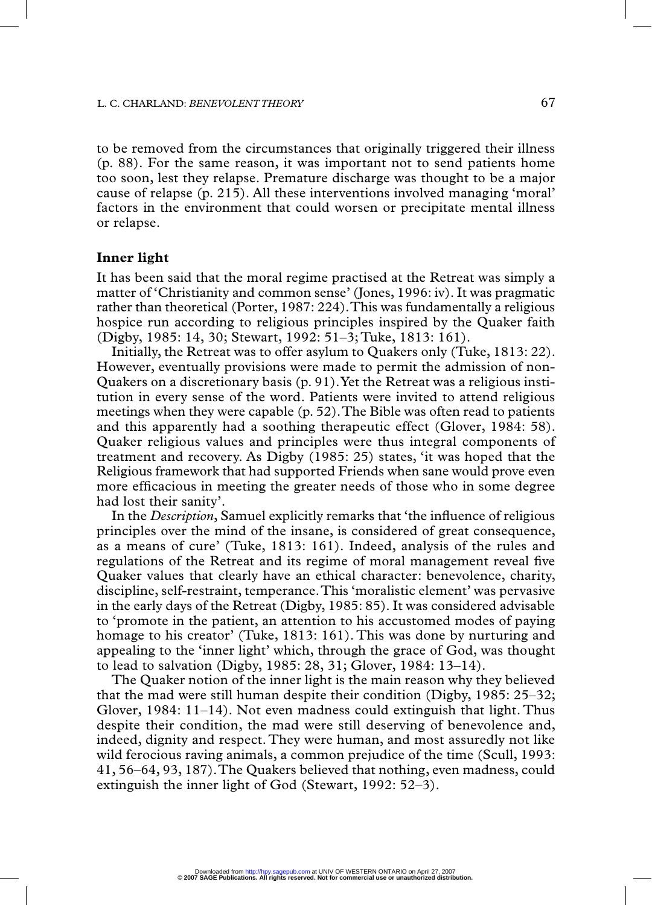to be removed from the circumstances that originally triggered their illness (p. 88). For the same reason, it was important not to send patients home too soon, lest they relapse. Premature discharge was thought to be a major cause of relapse (p. 215). All these interventions involved managing 'moral' factors in the environment that could worsen or precipitate mental illness or relapse.

### Inner light

It has been said that the moral regime practised at the Retreat was simply a matter of 'Christianity and common sense' (Jones, 1996: iv). It was pragmatic rather than theoretical (Porter, 1987: 224). This was fundamentally a religious hospice run according to religious principles inspired by the Quaker faith (Digby, 1985: 14, 30; Stewart, 1992: 51–3; Tuke, 1813: 161).

Initially, the Retreat was to offer asylum to Quakers only (Tuke, 1813: 22). However, eventually provisions were made to permit the admission of non-Quakers on a discretionary basis (p. 91). Yet the Retreat was a religious institution in every sense of the word. Patients were invited to attend religious meetings when they were capable (p. 52). The Bible was often read to patients and this apparently had a soothing therapeutic effect (Glover, 1984: 58). Quaker religious values and principles were thus integral components of treatment and recovery. As Digby (1985: 25) states, 'it was hoped that the Religious framework that had supported Friends when sane would prove even more efficacious in meeting the greater needs of those who in some degree had lost their sanity'.

In the *Description*, Samuel explicitly remarks that 'the influence of religious principles over the mind of the insane, is considered of great consequence, as a means of cure' (Tuke, 1813: 161). Indeed, analysis of the rules and regulations of the Retreat and its regime of moral management reveal five Quaker values that clearly have an ethical character: benevolence, charity, discipline, self-restraint, temperance. This 'moralistic element' was pervasive in the early days of the Retreat (Digby, 1985: 85). It was considered advisable to 'promote in the patient, an attention to his accustomed modes of paying homage to his creator' (Tuke, 1813: 161). This was done by nurturing and appealing to the 'inner light' which, through the grace of God, was thought to lead to salvation (Digby, 1985: 28, 31; Glover, 1984: 13–14).

The Quaker notion of the inner light is the main reason why they believed that the mad were still human despite their condition (Digby, 1985: 25–32; Glover, 1984: 11–14). Not even madness could extinguish that light. Thus despite their condition, the mad were still deserving of benevolence and, indeed, dignity and respect. They were human, and most assuredly not like wild ferocious raving animals, a common prejudice of the time (Scull, 1993: 41, 56–64, 93, 187). The Quakers believed that nothing, even madness, could extinguish the inner light of God (Stewart, 1992: 52–3).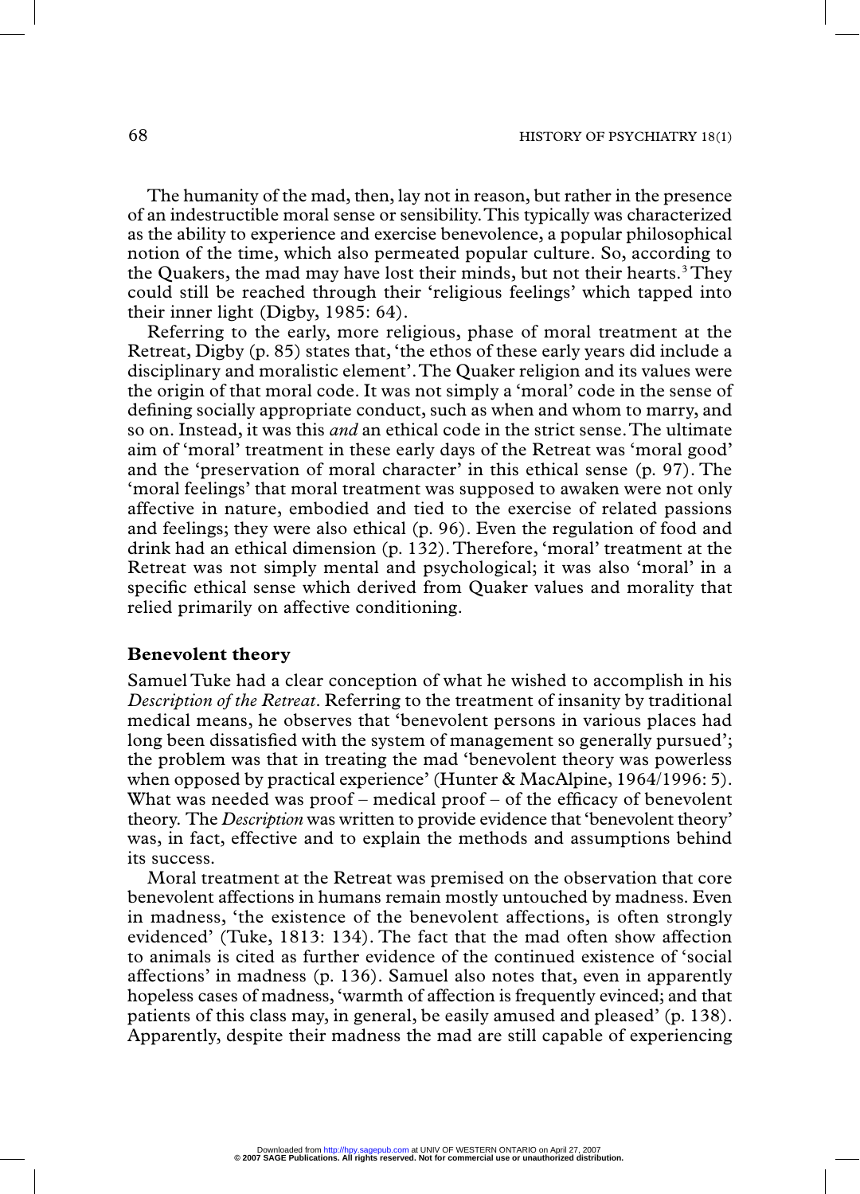The humanity of the mad, then, lay not in reason, but rather in the presence of an indestructible moral sense or sensibility. This typically was characterized as the ability to experience and exercise benevolence, a popular philosophical notion of the time, which also permeated popular culture. So, according to the Quakers, the mad may have lost their minds, but not their hearts.[3] They could still be reached through their 'religious feelings' which tapped into their inner light (Digby, 1985: 64).

Referring to the early, more religious, phase of moral treatment at the Retreat, Digby (p. 85) states that, 'the ethos of these early years did include a disciplinary and moralistic element'. The Quaker religion and its values were the origin of that moral code. It was not simply a 'moral' code in the sense of defining socially appropriate conduct, such as when and whom to marry, and so on. Instead, it was this *and* an ethical code in the strict sense. The ultimate aim of 'moral' treatment in these early days of the Retreat was 'moral good' and the 'preservation of moral character' in this ethical sense (p. 97). The 'moral feelings' that moral treatment was supposed to awaken were not only affective in nature, embodied and tied to the exercise of related passions and feelings; they were also ethical (p. 96). Even the regulation of food and drink had an ethical dimension (p. 132). Therefore, 'moral' treatment at the Retreat was not simply mental and psychological; it was also 'moral' in a specific ethical sense which derived from Quaker values and morality that relied primarily on affective conditioning.

## Benevolent theory

Samuel Tuke had a clear conception of what he wished to accomplish in his *Description of the Retreat*. Referring to the treatment of insanity by traditional medical means, he observes that 'benevolent persons in various places had long been dissatisfied with the system of management so generally pursued'; the problem was that in treating the mad 'benevolent theory was powerless when opposed by practical experience' (Hunter & MacAlpine, 1964/1996: 5). What was needed was proof – medical proof – of the efficacy of benevolent theory. The *Description* was written to provide evidence that 'benevolent theory' was, in fact, effective and to explain the methods and assumptions behind its success.

Moral treatment at the Retreat was premised on the observation that core benevolent affections in humans remain mostly untouched by madness. Even in madness, 'the existence of the benevolent affections, is often strongly evidenced' (Tuke, 1813: 134). The fact that the mad often show affection to animals is cited as further evidence of the continued existence of 'social affections' in madness (p. 136). Samuel also notes that, even in apparently hopeless cases of madness, 'warmth of affection is frequently evinced; and that patients of this class may, in general, be easily amused and pleased' (p. 138). Apparently, despite their madness the mad are still capable of experiencing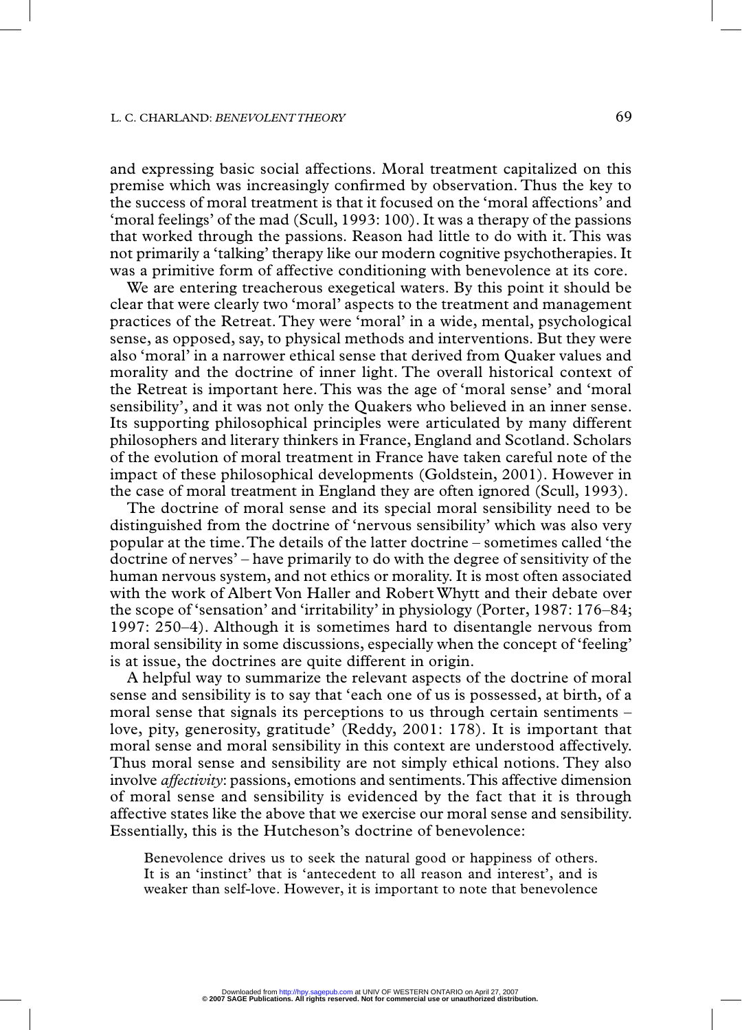and expressing basic social affections. Moral treatment capitalized on this premise which was increasingly confirmed by observation. Thus the key to the success of moral treatment is that it focused on the 'moral affections' and 'moral feelings' of the mad (Scull, 1993: 100). It was a therapy of the passions that worked through the passions. Reason had little to do with it. This was not primarily a 'talking' therapy like our modern cognitive psychotherapies. It was a primitive form of affective conditioning with benevolence at its core.

We are entering treacherous exegetical waters. By this point it should be clear that were clearly two 'moral' aspects to the treatment and management practices of the Retreat. They were 'moral' in a wide, mental, psychological sense, as opposed, say, to physical methods and interventions. But they were also 'moral' in a narrower ethical sense that derived from Quaker values and morality and the doctrine of inner light. The overall historical context of the Retreat is important here. This was the age of 'moral sense' and 'moral sensibility', and it was not only the Quakers who believed in an inner sense. Its supporting philosophical principles were articulated by many different philosophers and literary thinkers in France, England and Scotland. Scholars of the evolution of moral treatment in France have taken careful note of the impact of these philosophical developments (Goldstein, 2001). However in the case of moral treatment in England they are often ignored (Scull, 1993).

The doctrine of moral sense and its special moral sensibility need to be distinguished from the doctrine of 'nervous sensibility' which was also very popular at the time. The details of the latter doctrine – sometimes called 'the doctrine of nerves' – have primarily to do with the degree of sensitivity of the human nervous system, and not ethics or morality. It is most often associated with the work of Albert Von Haller and Robert Whytt and their debate over the scope of 'sensation' and 'irritability' in physiology (Porter, 1987: 176–84; 1997: 250–4). Although it is sometimes hard to disentangle nervous from moral sensibility in some discussions, especially when the concept of 'feeling' is at issue, the doctrines are quite different in origin.

A helpful way to summarize the relevant aspects of the doctrine of moral sense and sensibility is to say that 'each one of us is possessed, at birth, of a moral sense that signals its perceptions to us through certain sentiments – love, pity, generosity, gratitude' (Reddy, 2001: 178). It is important that moral sense and moral sensibility in this context are understood affectively. Thus moral sense and sensibility are not simply ethical notions. They also involve *affectivity*: passions, emotions and sentiments. This affective dimension of moral sense and sensibility is evidenced by the fact that it is through affective states like the above that we exercise our moral sense and sensibility. Essentially, this is the Hutcheson's doctrine of benevolence:

> Benevolence drives us to seek the natural good or happiness of others. It is an 'instinct' that is 'antecedent to all reason and interest', and is weaker than self-love. However, it is important to note that benevolence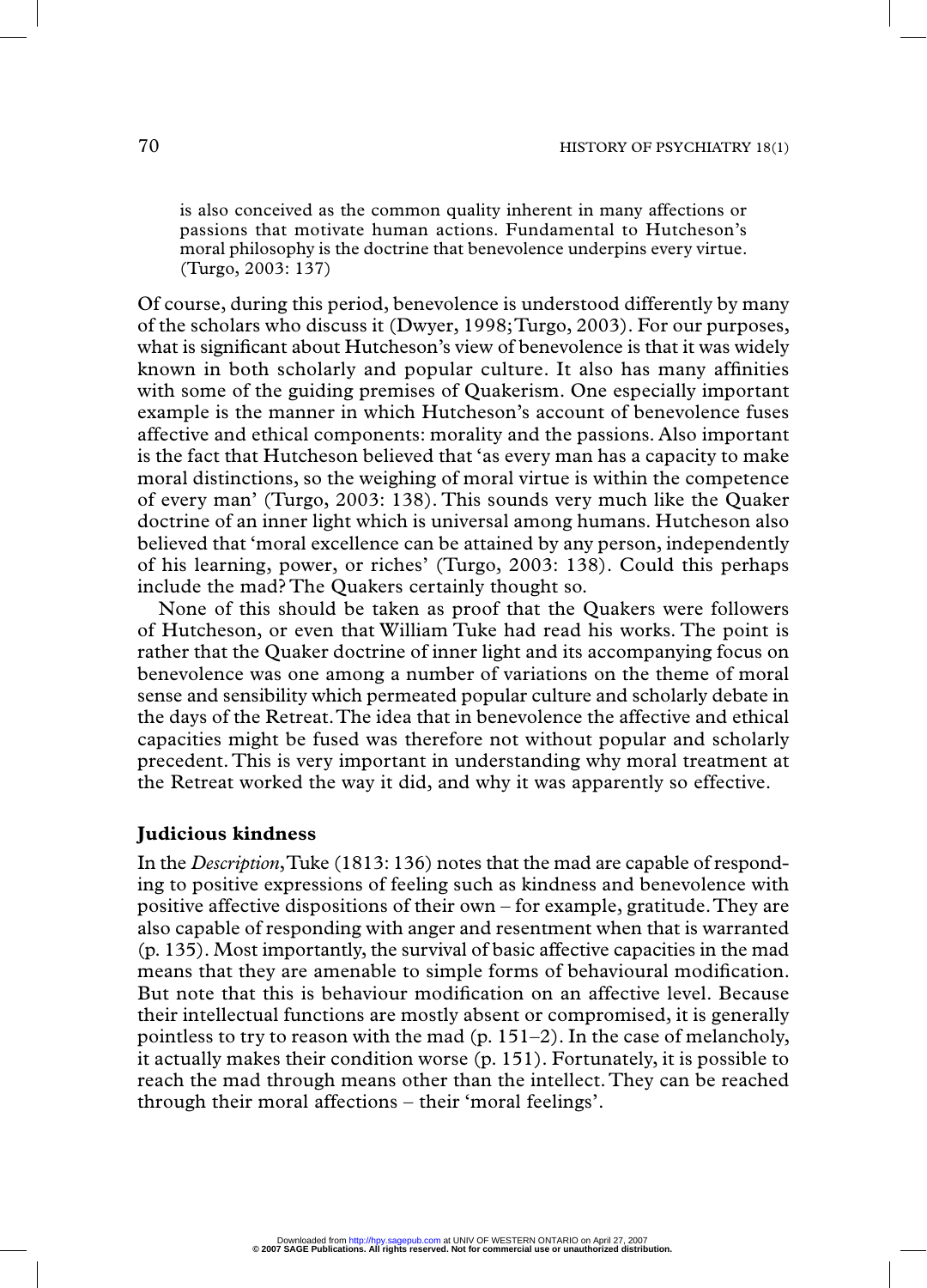> is also conceived as the common quality inherent in many affections or passions that motivate human actions. Fundamental to Hutcheson's moral philosophy is the doctrine that benevolence underpins every virtue. (Turgo, 2003: 137)

Of course, during this period, benevolence is understood differently by many of the scholars who discuss it (Dwyer, 1998; Turgo, 2003). For our purposes, what is significant about Hutcheson's view of benevolence is that it was widely known in both scholarly and popular culture. It also has many affinities with some of the guiding premises of Quakerism. One especially important example is the manner in which Hutcheson's account of benevolence fuses affective and ethical components: morality and the passions. Also important is the fact that Hutcheson believed that 'as every man has a capacity to make moral distinctions, so the weighing of moral virtue is within the competence of every man' (Turgo, 2003: 138). This sounds very much like the Quaker doctrine of an inner light which is universal among humans. Hutcheson also believed that 'moral excellence can be attained by any person, independently of his learning, power, or riches' (Turgo, 2003: 138). Could this perhaps include the mad? The Quakers certainly thought so.

None of this should be taken as proof that the Quakers were followers of Hutcheson, or even that William Tuke had read his works. The point is rather that the Quaker doctrine of inner light and its accompanying focus on benevolence was one among a number of variations on the theme of moral sense and sensibility which permeated popular culture and scholarly debate in the days of the Retreat. The idea that in benevolence the affective and ethical capacities might be fused was therefore not without popular and scholarly precedent. This is very important in understanding why moral treatment at the Retreat worked the way it did, and why it was apparently so effective.

## Judicious kindness

In the *Description*, Tuke (1813: 136) notes that the mad are capable of responding to positive expressions of feeling such as kindness and benevolence with positive affective dispositions of their own – for example, gratitude. They are also capable of responding with anger and resentment when that is warranted (p. 135). Most importantly, the survival of basic affective capacities in the mad means that they are amenable to simple forms of behavioural modification. But note that this is behaviour modification on an affective level. Because their intellectual functions are mostly absent or compromised, it is generally pointless to try to reason with the mad (p. 151–2). In the case of melancholy, it actually makes their condition worse (p. 151). Fortunately, it is possible to reach the mad through means other than the intellect. They can be reached through their moral affections – their 'moral feelings'.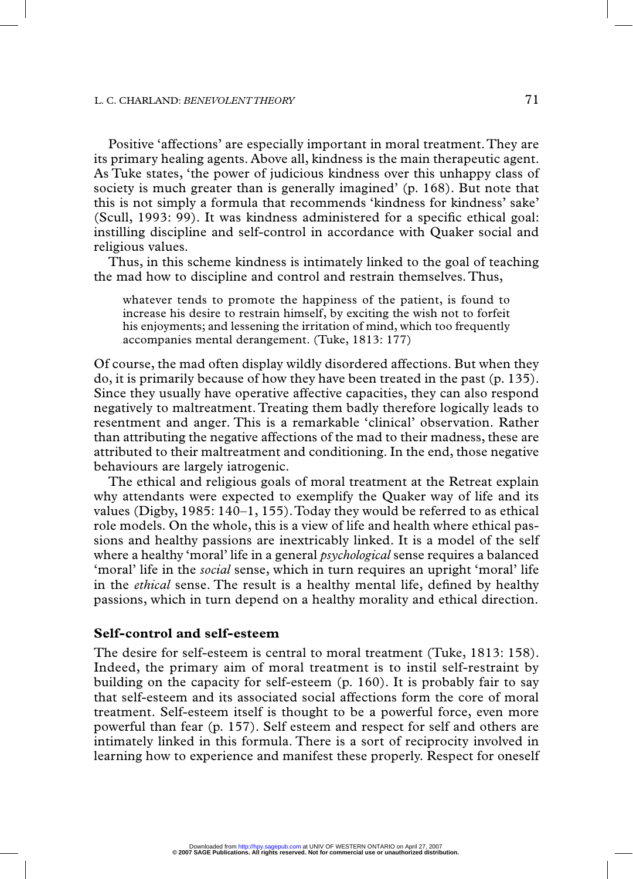Positive 'affections' are especially important in moral treatment. They are its primary healing agents. Above all, kindness is the main therapeutic agent. As Tuke states, 'the power of judicious kindness over this unhappy class of society is much greater than is generally imagined' (p. 168). But note that this is not simply a formula that recommends 'kindness for kindness' sake' (Scull, 1993: 99). It was kindness administered for a specific ethical goal: instilling discipline and self-control in accordance with Quaker social and religious values.

Thus, in this scheme kindness is intimately linked to the goal of teaching the mad how to discipline and control and restrain themselves. Thus,

> whatever tends to promote the happiness of the patient, is found to increase his desire to restrain himself, by exciting the wish not to forfeit his enjoyments; and lessening the irritation of mind, which too frequently accompanies mental derangement. (Tuke, 1813: 177)

Of course, the mad often display wildly disordered affections. But when they do, it is primarily because of how they have been treated in the past (p. 135). Since they usually have operative affective capacities, they can also respond negatively to maltreatment. Treating them badly therefore logically leads to resentment and anger. This is a remarkable 'clinical' observation. Rather than attributing the negative affections of the mad to their madness, these are attributed to their maltreatment and conditioning. In the end, those negative behaviours are largely iatrogenic.

The ethical and religious goals of moral treatment at the Retreat explain why attendants were expected to exemplify the Quaker way of life and its values (Digby, 1985: 140–1, 155). Today they would be referred to as ethical role models. On the whole, this is a view of life and health where ethical passions and healthy passions are inextricably linked. It is a model of the self where a healthy 'moral' life in a general *psychological* sense requires a balanced 'moral' life in the *social* sense, which in turn requires an upright 'moral' life in the *ethical* sense. The result is a healthy mental life, defined by healthy passions, which in turn depend on a healthy morality and ethical direction.

### Self-control and self-esteem

The desire for self-esteem is central to moral treatment (Tuke, 1813: 158). Indeed, the primary aim of moral treatment is to instil self-restraint by building on the capacity for self-esteem (p. 160). It is probably fair to say that self-esteem and its associated social affections form the core of moral treatment. Self-esteem itself is thought to be a powerful force, even more powerful than fear (p. 157). Self esteem and respect for self and others are intimately linked in this formula. There is a sort of reciprocity involved in learning how to experience and manifest these properly. Respect for oneself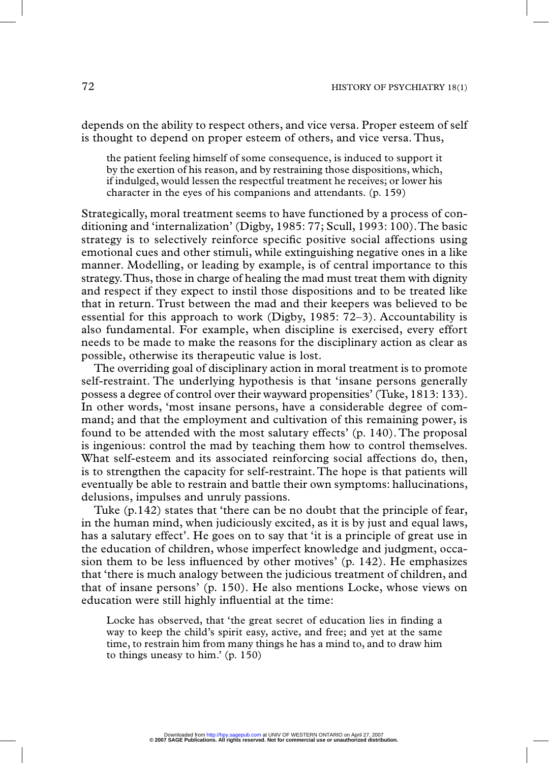depends on the ability to respect others, and vice versa. Proper esteem of self is thought to depend on proper esteem of others, and vice versa. Thus,

> the patient feeling himself of some consequence, is induced to support it by the exertion of his reason, and by restraining those dispositions, which, if indulged, would lessen the respectful treatment he receives; or lower his character in the eyes of his companions and attendants. (p. 159)

Strategically, moral treatment seems to have functioned by a process of conditioning and 'internalization' (Digby, 1985: 77; Scull, 1993: 100). The basic strategy is to selectively reinforce specific positive social affections using emotional cues and other stimuli, while extinguishing negative ones in a like manner. Modelling, or leading by example, is of central importance to this strategy. Thus, those in charge of healing the mad must treat them with dignity and respect if they expect to instil those dispositions and to be treated like that in return. Trust between the mad and their keepers was believed to be essential for this approach to work (Digby, 1985: 72–3). Accountability is also fundamental. For example, when discipline is exercised, every effort needs to be made to make the reasons for the disciplinary action as clear as possible, otherwise its therapeutic value is lost.

The overriding goal of disciplinary action in moral treatment is to promote self-restraint. The underlying hypothesis is that 'insane persons generally possess a degree of control over their wayward propensities' (Tuke, 1813: 133). In other words, 'most insane persons, have a considerable degree of command; and that the employment and cultivation of this remaining power, is found to be attended with the most salutary effects' (p. 140). The proposal is ingenious: control the mad by teaching them how to control themselves. What self-esteem and its associated reinforcing social affections do, then, is to strengthen the capacity for self-restraint. The hope is that patients will eventually be able to restrain and battle their own symptoms: hallucinations, delusions, impulses and unruly passions.

Tuke (p.142) states that 'there can be no doubt that the principle of fear, in the human mind, when judiciously excited, as it is by just and equal laws, has a salutary effect'. He goes on to say that 'it is a principle of great use in the education of children, whose imperfect knowledge and judgment, occasion them to be less influenced by other motives' (p. 142). He emphasizes that 'there is much analogy between the judicious treatment of children, and that of insane persons' (p. 150). He also mentions Locke, whose views on education were still highly influential at the time:

> Locke has observed, that 'the great secret of education lies in finding a way to keep the child's spirit easy, active, and free; and yet at the same time, to restrain him from many things he has a mind to, and to draw him to things uneasy to him.' (p. 150)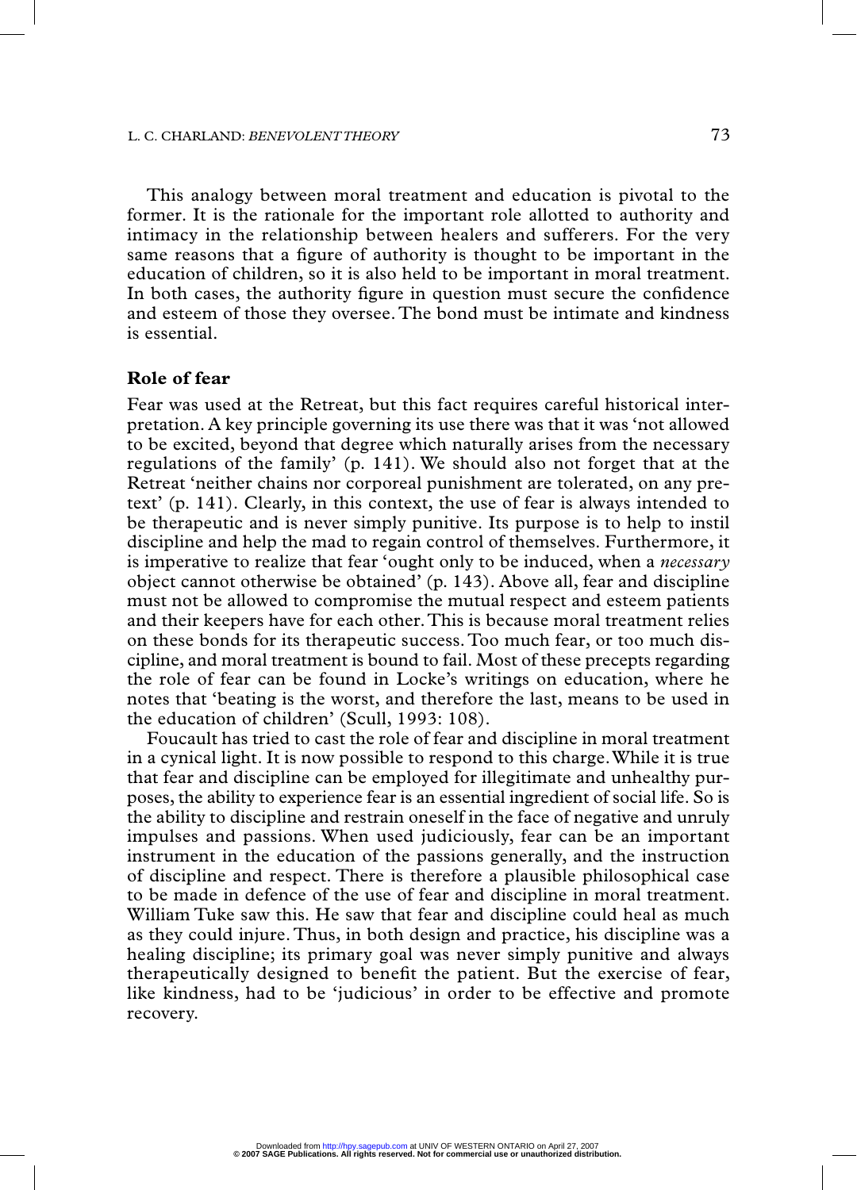This analogy between moral treatment and education is pivotal to the former. It is the rationale for the important role allotted to authority and intimacy in the relationship between healers and sufferers. For the very same reasons that a figure of authority is thought to be important in the education of children, so it is also held to be important in moral treatment. In both cases, the authority figure in question must secure the confidence and esteem of those they oversee. The bond must be intimate and kindness is essential.

**Role of fear**

Fear was used at the Retreat, but this fact requires careful historical interpretation. A key principle governing its use there was that it was 'not allowed to be excited, beyond that degree which naturally arises from the necessary regulations of the family' (p. 141). We should also not forget that at the Retreat 'neither chains nor corporeal punishment are tolerated, on any pretext' (p. 141). Clearly, in this context, the use of fear is always intended to be therapeutic and is never simply punitive. Its purpose is to help to instil discipline and help the mad to regain control of themselves. Furthermore, it is imperative to realize that fear 'ought only to be induced, when a *necessary* object cannot otherwise be obtained' (p. 143). Above all, fear and discipline must not be allowed to compromise the mutual respect and esteem patients and their keepers have for each other. This is because moral treatment relies on these bonds for its therapeutic success. Too much fear, or too much discipline, and moral treatment is bound to fail. Most of these precepts regarding the role of fear can be found in Locke's writings on education, where he notes that 'beating is the worst, and therefore the last, means to be used in the education of children' (Scull, 1993: 108).

Foucault has tried to cast the role of fear and discipline in moral treatment in a cynical light. It is now possible to respond to this charge. While it is true that fear and discipline can be employed for illegitimate and unhealthy purposes, the ability to experience fear is an essential ingredient of social life. So is the ability to discipline and restrain oneself in the face of negative and unruly impulses and passions. When used judiciously, fear can be an important instrument in the education of the passions generally, and the instruction of discipline and respect. There is therefore a plausible philosophical case to be made in defence of the use of fear and discipline in moral treatment. William Tuke saw this. He saw that fear and discipline could heal as much as they could injure. Thus, in both design and practice, his discipline was a healing discipline; its primary goal was never simply punitive and always therapeutically designed to benefit the patient. But the exercise of fear, like kindness, had to be 'judicious' in order to be effective and promote recovery.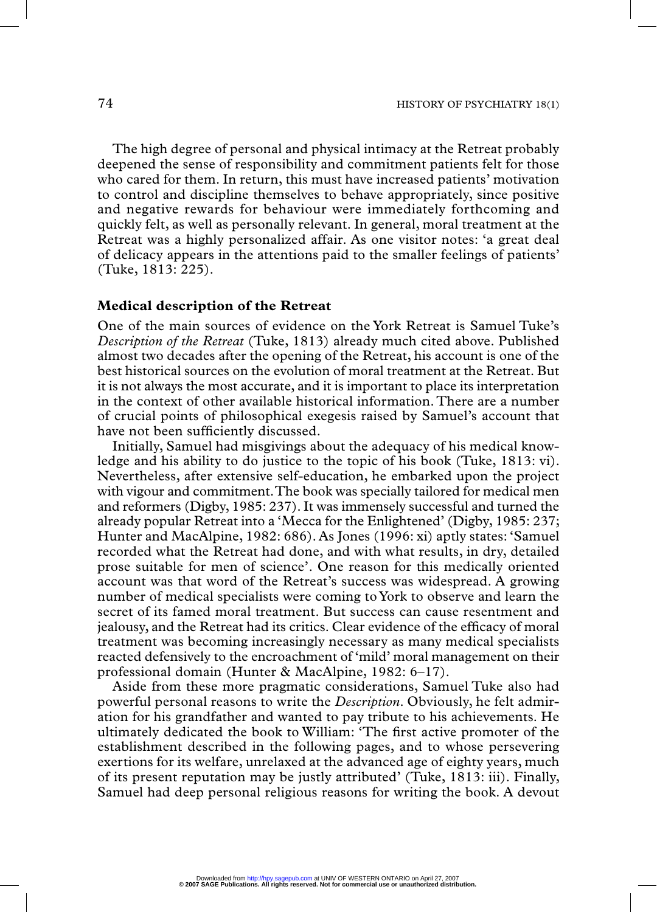The high degree of personal and physical intimacy at the Retreat probably deepened the sense of responsibility and commitment patients felt for those who cared for them. In return, this must have increased patients' motivation to control and discipline themselves to behave appropriately, since positive and negative rewards for behaviour were immediately forthcoming and quickly felt, as well as personally relevant. In general, moral treatment at the Retreat was a highly personalized affair. As one visitor notes: 'a great deal of delicacy appears in the attentions paid to the smaller feelings of patients' (Tuke, 1813: 225).

## Medical description of the Retreat

One of the main sources of evidence on the York Retreat is Samuel Tuke's *Description of the Retreat* (Tuke, 1813) already much cited above. Published almost two decades after the opening of the Retreat, his account is one of the best historical sources on the evolution of moral treatment at the Retreat. But it is not always the most accurate, and it is important to place its interpretation in the context of other available historical information. There are a number of crucial points of philosophical exegesis raised by Samuel's account that have not been sufficiently discussed.

Initially, Samuel had misgivings about the adequacy of his medical knowledge and his ability to do justice to the topic of his book (Tuke, 1813: vi). Nevertheless, after extensive self-education, he embarked upon the project with vigour and commitment. The book was specially tailored for medical men and reformers (Digby, 1985: 237). It was immensely successful and turned the already popular Retreat into a 'Mecca for the Enlightened' (Digby, 1985: 237; Hunter and MacAlpine, 1982: 686). As Jones (1996: xi) aptly states: 'Samuel recorded what the Retreat had done, and with what results, in dry, detailed prose suitable for men of science'. One reason for this medically oriented account was that word of the Retreat's success was widespread. A growing number of medical specialists were coming to York to observe and learn the secret of its famed moral treatment. But success can cause resentment and jealousy, and the Retreat had its critics. Clear evidence of the efficacy of moral treatment was becoming increasingly necessary as many medical specialists reacted defensively to the encroachment of 'mild' moral management on their professional domain (Hunter & MacAlpine, 1982: 6–17).

Aside from these more pragmatic considerations, Samuel Tuke also had powerful personal reasons to write the *Description*. Obviously, he felt admiration for his grandfather and wanted to pay tribute to his achievements. He ultimately dedicated the book to William: 'The first active promoter of the establishment described in the following pages, and to whose persevering exertions for its welfare, unrelaxed at the advanced age of eighty years, much of its present reputation may be justly attributed' (Tuke, 1813: iii). Finally, Samuel had deep personal religious reasons for writing the book. A devout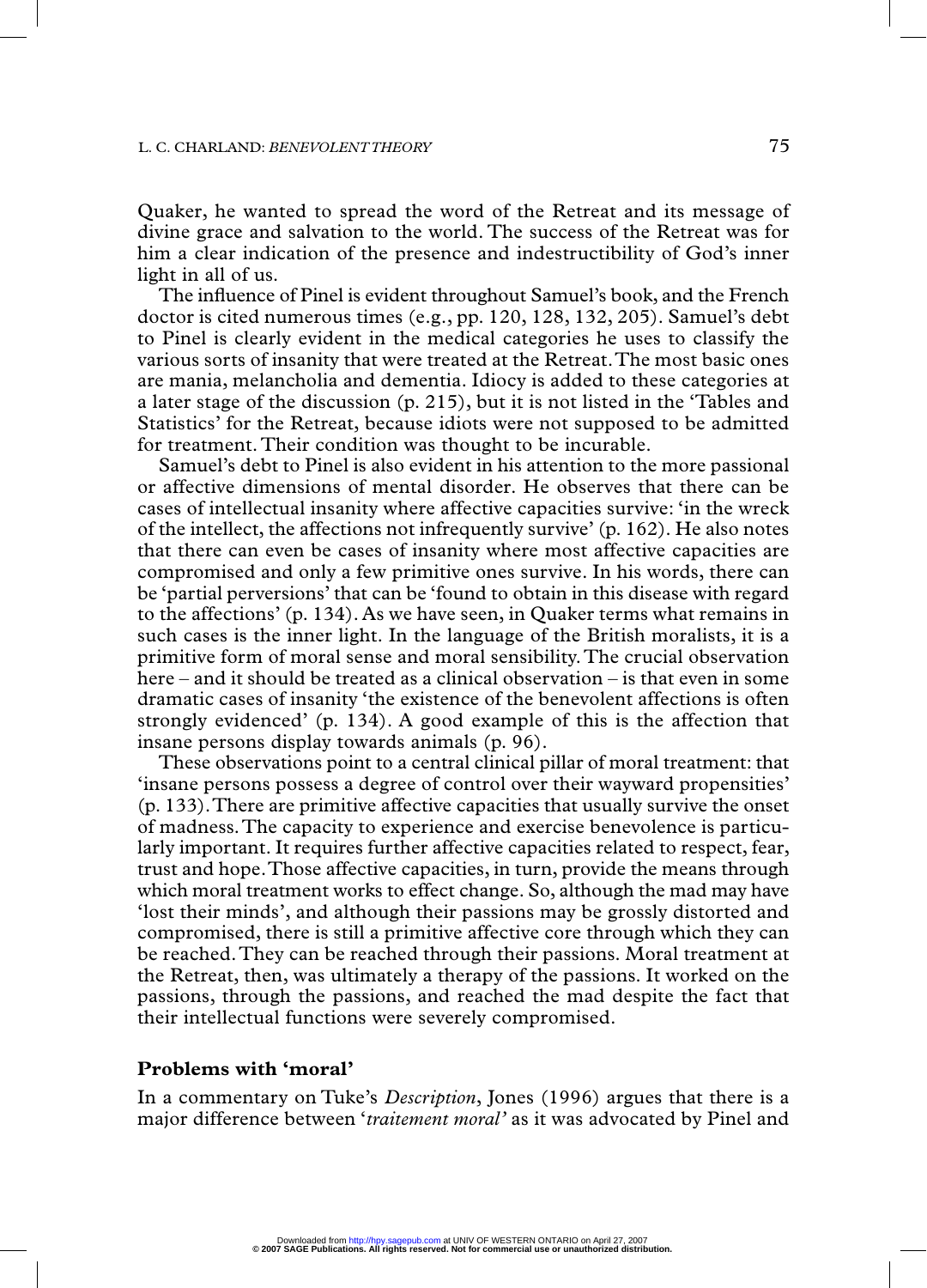Quaker, he wanted to spread the word of the Retreat and its message of divine grace and salvation to the world. The success of the Retreat was for him a clear indication of the presence and indestructibility of God's inner light in all of us.

The influence of Pinel is evident throughout Samuel's book, and the French doctor is cited numerous times (e.g., pp. 120, 128, 132, 205). Samuel's debt to Pinel is clearly evident in the medical categories he uses to classify the various sorts of insanity that were treated at the Retreat. The most basic ones are mania, melancholia and dementia. Idiocy is added to these categories at a later stage of the discussion (p. 215), but it is not listed in the 'Tables and Statistics' for the Retreat, because idiots were not supposed to be admitted for treatment. Their condition was thought to be incurable.

Samuel's debt to Pinel is also evident in his attention to the more passional or affective dimensions of mental disorder. He observes that there can be cases of intellectual insanity where affective capacities survive: 'in the wreck of the intellect, the affections not infrequently survive' (p. 162). He also notes that there can even be cases of insanity where most affective capacities are compromised and only a few primitive ones survive. In his words, there can be 'partial perversions' that can be 'found to obtain in this disease with regard to the affections' (p. 134). As we have seen, in Quaker terms what remains in such cases is the inner light. In the language of the British moralists, it is a primitive form of moral sense and moral sensibility. The crucial observation here – and it should be treated as a clinical observation – is that even in some dramatic cases of insanity 'the existence of the benevolent affections is often strongly evidenced' (p. 134). A good example of this is the affection that insane persons display towards animals (p. 96).

These observations point to a central clinical pillar of moral treatment: that 'insane persons possess a degree of control over their wayward propensities' (p. 133). There are primitive affective capacities that usually survive the onset of madness. The capacity to experience and exercise benevolence is particularly important. It requires further affective capacities related to respect, fear, trust and hope. Those affective capacities, in turn, provide the means through which moral treatment works to effect change. So, although the mad may have 'lost their minds', and although their passions may be grossly distorted and compromised, there is still a primitive affective core through which they can be reached. They can be reached through their passions. Moral treatment at the Retreat, then, was ultimately a therapy of the passions. It worked on the passions, through the passions, and reached the mad despite the fact that their intellectual functions were severely compromised.

## Problems with 'moral'

In a commentary on Tuke's *Description*, Jones (1996) argues that there is a major difference between '*traitement moral*' as it was advocated by Pinel and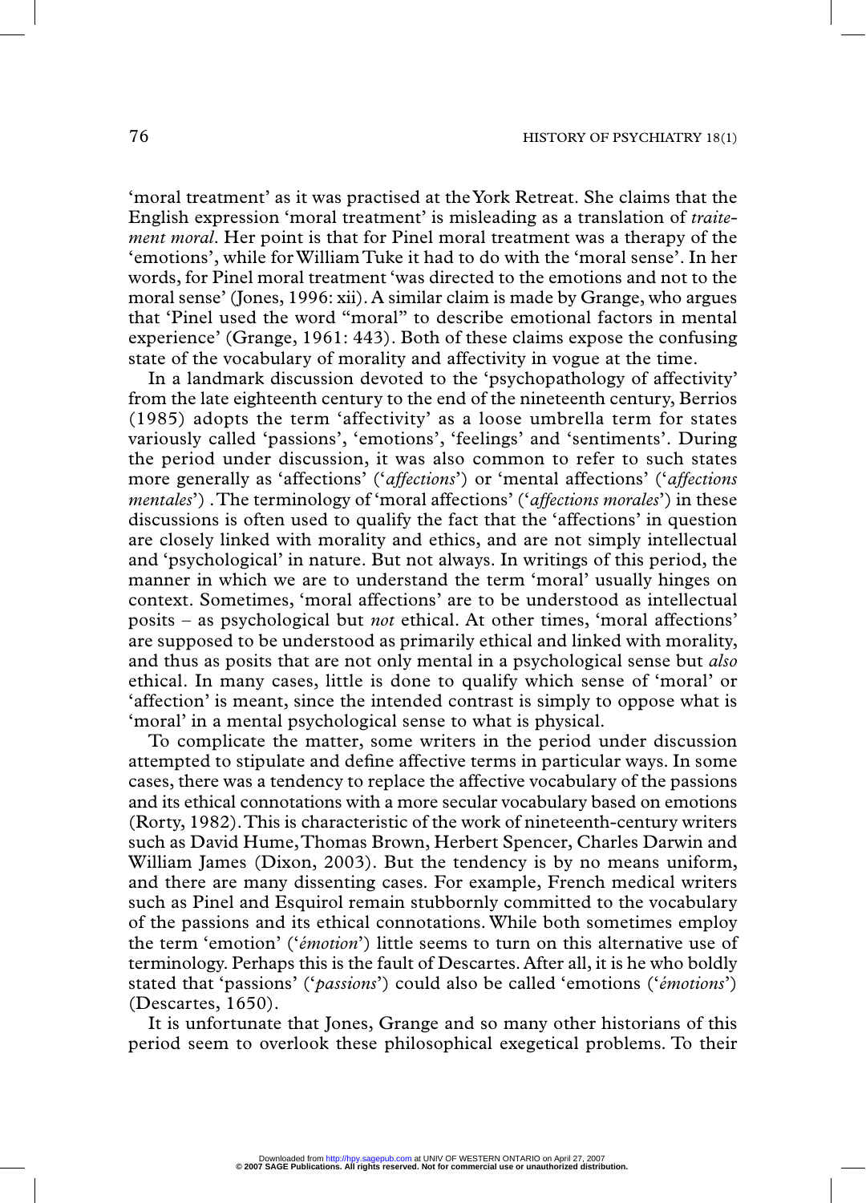'moral treatment' as it was practised at the York Retreat. She claims that the English expression 'moral treatment' is misleading as a translation of *traitement moral*. Her point is that for Pinel moral treatment was a therapy of the 'emotions', while for William Tuke it had to do with the 'moral sense'. In her words, for Pinel moral treatment 'was directed to the emotions and not to the moral sense' (Jones, 1996: xii). A similar claim is made by Grange, who argues that 'Pinel used the word "moral" to describe emotional factors in mental experience' (Grange, 1961: 443). Both of these claims expose the confusing state of the vocabulary of morality and affectivity in vogue at the time.

In a landmark discussion devoted to the 'psychopathology of affectivity' from the late eighteenth century to the end of the nineteenth century, Berrios (1985) adopts the term 'affectivity' as a loose umbrella term for states variously called 'passions', 'emotions', 'feelings' and 'sentiments'. During the period under discussion, it was also common to refer to such states more generally as 'affections' ('*affections*') or 'mental affections' ('*affections mentales*') . The terminology of 'moral affections' ('*affections morales*') in these discussions is often used to qualify the fact that the 'affections' in question are closely linked with morality and ethics, and are not simply intellectual and 'psychological' in nature. But not always. In writings of this period, the manner in which we are to understand the term 'moral' usually hinges on context. Sometimes, 'moral affections' are to be understood as intellectual posits – as psychological but *not* ethical. At other times, 'moral affections' are supposed to be understood as primarily ethical and linked with morality, and thus as posits that are not only mental in a psychological sense but *also* ethical. In many cases, little is done to qualify which sense of 'moral' or 'affection' is meant, since the intended contrast is simply to oppose what is 'moral' in a mental psychological sense to what is physical.

To complicate the matter, some writers in the period under discussion attempted to stipulate and define affective terms in particular ways. In some cases, there was a tendency to replace the affective vocabulary of the passions and its ethical connotations with a more secular vocabulary based on emotions (Rorty, 1982). This is characteristic of the work of nineteenth-century writers such as David Hume, Thomas Brown, Herbert Spencer, Charles Darwin and William James (Dixon, 2003). But the tendency is by no means uniform, and there are many dissenting cases. For example, French medical writers such as Pinel and Esquirol remain stubbornly committed to the vocabulary of the passions and its ethical connotations. While both sometimes employ the term 'emotion' ('*émotion*') little seems to turn on this alternative use of terminology. Perhaps this is the fault of Descartes. After all, it is he who boldly stated that 'passions' ('*passions*') could also be called 'emotions ('*émotions*') (Descartes, 1650).

It is unfortunate that Jones, Grange and so many other historians of this period seem to overlook these philosophical exegetical problems. To their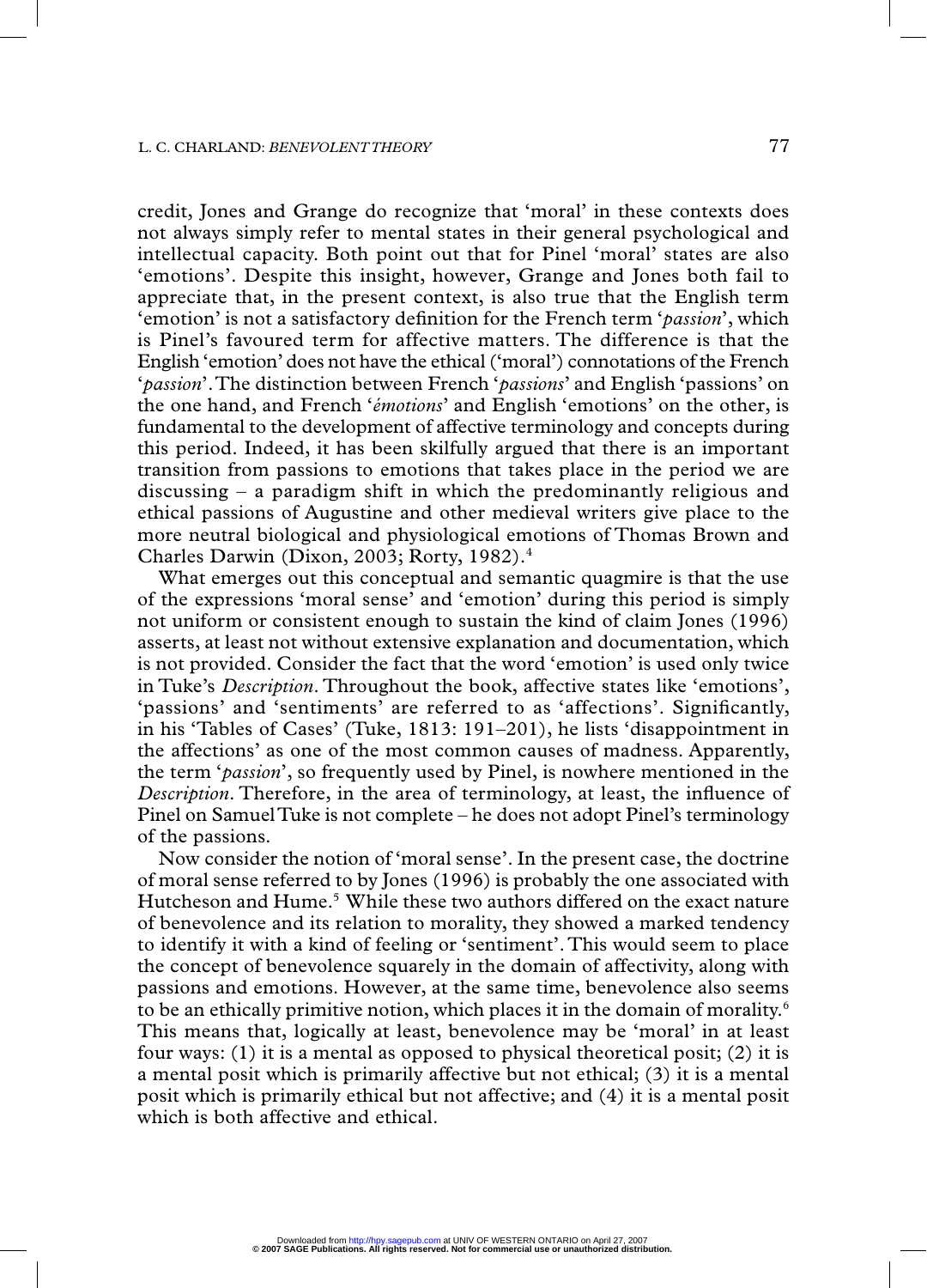credit, Jones and Grange do recognize that 'moral' in these contexts does not always simply refer to mental states in their general psychological and intellectual capacity. Both point out that for Pinel 'moral' states are also 'emotions'. Despite this insight, however, Grange and Jones both fail to appreciate that, in the present context, is also true that the English term 'emotion' is not a satisfactory definition for the French term '*passion*', which is Pinel's favoured term for affective matters. The difference is that the English 'emotion' does not have the ethical ('moral') connotations of the French '*passion*'. The distinction between French '*passions*' and English 'passions' on the one hand, and French '*émotions*' and English 'emotions' on the other, is fundamental to the development of affective terminology and concepts during this period. Indeed, it has been skilfully argued that there is an important transition from passions to emotions that takes place in the period we are discussing – a paradigm shift in which the predominantly religious and ethical passions of Augustine and other medieval writers give place to the more neutral biological and physiological emotions of Thomas Brown and Charles Darwin (Dixon, 2003; Rorty, 1982).[4]

What emerges out this conceptual and semantic quagmire is that the use of the expressions 'moral sense' and 'emotion' during this period is simply not uniform or consistent enough to sustain the kind of claim Jones (1996) asserts, at least not without extensive explanation and documentation, which is not provided. Consider the fact that the word 'emotion' is used only twice in Tuke's *Description*. Throughout the book, affective states like 'emotions', 'passions' and 'sentiments' are referred to as 'affections'. Significantly, in his 'Tables of Cases' (Tuke, 1813: 191–201), he lists 'disappointment in the affections' as one of the most common causes of madness. Apparently, the term '*passion*', so frequently used by Pinel, is nowhere mentioned in the *Description*. Therefore, in the area of terminology, at least, the influence of Pinel on Samuel Tuke is not complete – he does not adopt Pinel's terminology of the passions.

Now consider the notion of 'moral sense'. In the present case, the doctrine of moral sense referred to by Jones (1996) is probably the one associated with Hutcheson and Hume.[5] While these two authors differed on the exact nature of benevolence and its relation to morality, they showed a marked tendency to identify it with a kind of feeling or 'sentiment'. This would seem to place the concept of benevolence squarely in the domain of affectivity, along with passions and emotions. However, at the same time, benevolence also seems to be an ethically primitive notion, which places it in the domain of morality.[6] This means that, logically at least, benevolence may be 'moral' in at least four ways: (1) it is a mental as opposed to physical theoretical posit; (2) it is a mental posit which is primarily affective but not ethical; (3) it is a mental posit which is primarily ethical but not affective; and (4) it is a mental posit which is both affective and ethical.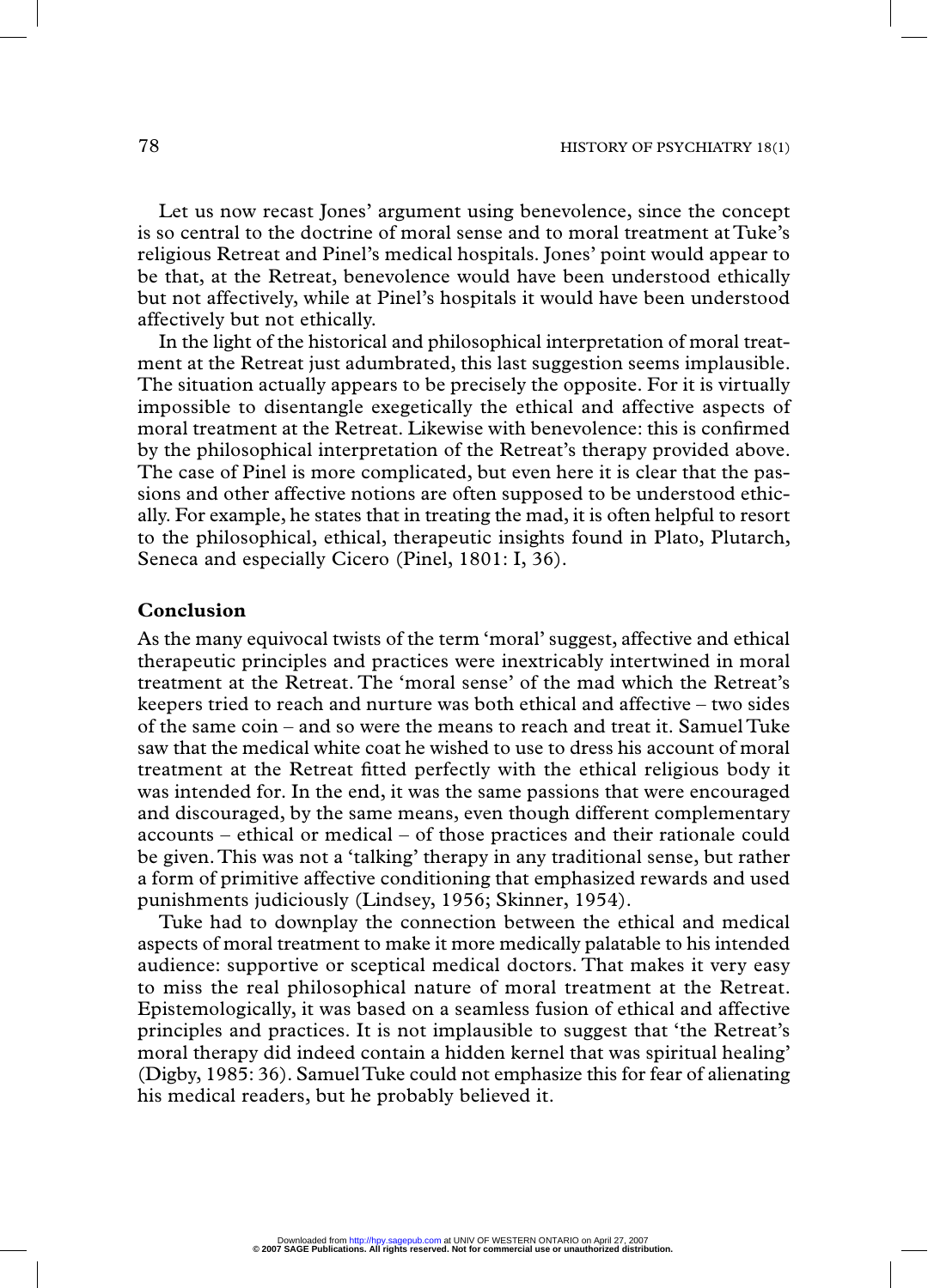Let us now recast Jones' argument using benevolence, since the concept is so central to the doctrine of moral sense and to moral treatment at Tuke's religious Retreat and Pinel's medical hospitals. Jones' point would appear to be that, at the Retreat, benevolence would have been understood ethically but not affectively, while at Pinel's hospitals it would have been understood affectively but not ethically.

In the light of the historical and philosophical interpretation of moral treatment at the Retreat just adumbrated, this last suggestion seems implausible. The situation actually appears to be precisely the opposite. For it is virtually impossible to disentangle exegetically the ethical and affective aspects of moral treatment at the Retreat. Likewise with benevolence: this is confirmed by the philosophical interpretation of the Retreat's therapy provided above. The case of Pinel is more complicated, but even here it is clear that the passions and other affective notions are often supposed to be understood ethically. For example, he states that in treating the mad, it is often helpful to resort to the philosophical, ethical, therapeutic insights found in Plato, Plutarch, Seneca and especially Cicero (Pinel, 1801: I, 36).

## Conclusion

As the many equivocal twists of the term 'moral' suggest, affective and ethical therapeutic principles and practices were inextricably intertwined in moral treatment at the Retreat. The 'moral sense' of the mad which the Retreat's keepers tried to reach and nurture was both ethical and affective – two sides of the same coin – and so were the means to reach and treat it. Samuel Tuke saw that the medical white coat he wished to use to dress his account of moral treatment at the Retreat fitted perfectly with the ethical religious body it was intended for. In the end, it was the same passions that were encouraged and discouraged, by the same means, even though different complementary accounts – ethical or medical – of those practices and their rationale could be given. This was not a 'talking' therapy in any traditional sense, but rather a form of primitive affective conditioning that emphasized rewards and used punishments judiciously (Lindsey, 1956; Skinner, 1954).

Tuke had to downplay the connection between the ethical and medical aspects of moral treatment to make it more medically palatable to his intended audience: supportive or sceptical medical doctors. That makes it very easy to miss the real philosophical nature of moral treatment at the Retreat. Epistemologically, it was based on a seamless fusion of ethical and affective principles and practices. It is not implausible to suggest that 'the Retreat's moral therapy did indeed contain a hidden kernel that was spiritual healing' (Digby, 1985: 36). Samuel Tuke could not emphasize this for fear of alienating his medical readers, but he probably believed it.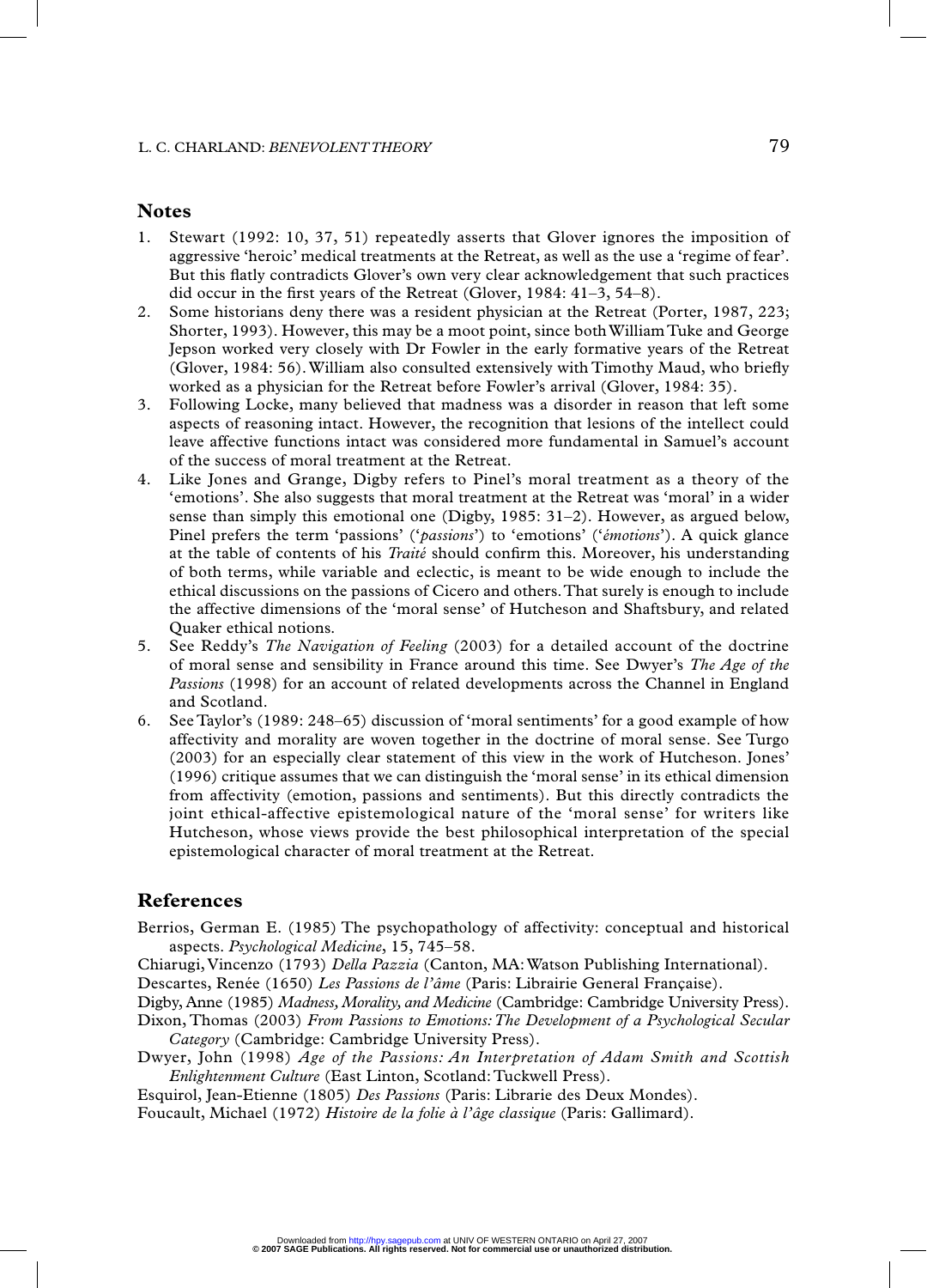## Notes

1. Stewart (1992: 10, 37, 51) repeatedly asserts that Glover ignores the imposition of aggressive 'heroic' medical treatments at the Retreat, as well as the use a 'regime of fear'. But this flatly contradicts Glover's own very clear acknowledgement that such practices did occur in the first years of the Retreat (Glover, 1984: 41–3, 54–8).
2. Some historians deny there was a resident physician at the Retreat (Porter, 1987, 223; Shorter, 1993). However, this may be a moot point, since both William Tuke and George Jepson worked very closely with Dr Fowler in the early formative years of the Retreat (Glover, 1984: 56). William also consulted extensively with Timothy Maud, who briefly worked as a physician for the Retreat before Fowler's arrival (Glover, 1984: 35).
3. Following Locke, many believed that madness was a disorder in reason that left some aspects of reasoning intact. However, the recognition that lesions of the intellect could leave affective functions intact was considered more fundamental in Samuel's account of the success of moral treatment at the Retreat.
4. Like Jones and Grange, Digby refers to Pinel's moral treatment as a theory of the 'emotions'. She also suggests that moral treatment at the Retreat was 'moral' in a wider sense than simply this emotional one (Digby, 1985: 31–2). However, as argued below, Pinel prefers the term 'passions' ('*passions*') to 'emotions' ('*émotions*'). A quick glance at the table of contents of his *Traité* should confirm this. Moreover, his understanding of both terms, while variable and eclectic, is meant to be wide enough to include the ethical discussions on the passions of Cicero and others. That surely is enough to include the affective dimensions of the 'moral sense' of Hutcheson and Shaftsbury, and related Quaker ethical notions.
5. See Reddy's *The Navigation of Feeling* (2003) for a detailed account of the doctrine of moral sense and sensibility in France around this time. See Dwyer's *The Age of the Passions* (1998) for an account of related developments across the Channel in England and Scotland.
6. See Taylor's (1989: 248–65) discussion of 'moral sentiments' for a good example of how affectivity and morality are woven together in the doctrine of moral sense. See Turgo (2003) for an especially clear statement of this view in the work of Hutcheson. Jones' (1996) critique assumes that we can distinguish the 'moral sense' in its ethical dimension from affectivity (emotion, passions and sentiments). But this directly contradicts the joint ethical-affective epistemological nature of the 'moral sense' for writers like Hutcheson, whose views provide the best philosophical interpretation of the special epistemological character of moral treatment at the Retreat.

## References

Berrios, German E. (1985) The psychopathology of affectivity: conceptual and historical aspects. *Psychological Medicine*, 15, 745–58.

Chiarugi, Vincenzo (1793) *Della Pazzia* (Canton, MA: Watson Publishing International).

Descartes, Renée (1650) *Les Passions de l'âme* (Paris: Librairie General Française).

Digby, Anne (1985) *Madness, Morality, and Medicine* (Cambridge: Cambridge University Press).

Dixon, Thomas (2003) *From Passions to Emotions: The Development of a Psychological Secular Category* (Cambridge: Cambridge University Press).

Dwyer, John (1998) *Age of the Passions: An Interpretation of Adam Smith and Scottish Enlightenment Culture* (East Linton, Scotland: Tuckwell Press).

Esquirol, Jean-Etienne (1805) *Des Passions* (Paris: Librarie des Deux Mondes).

Foucault, Michael (1972) *Histoire de la folie à l'âge classique* (Paris: Gallimard).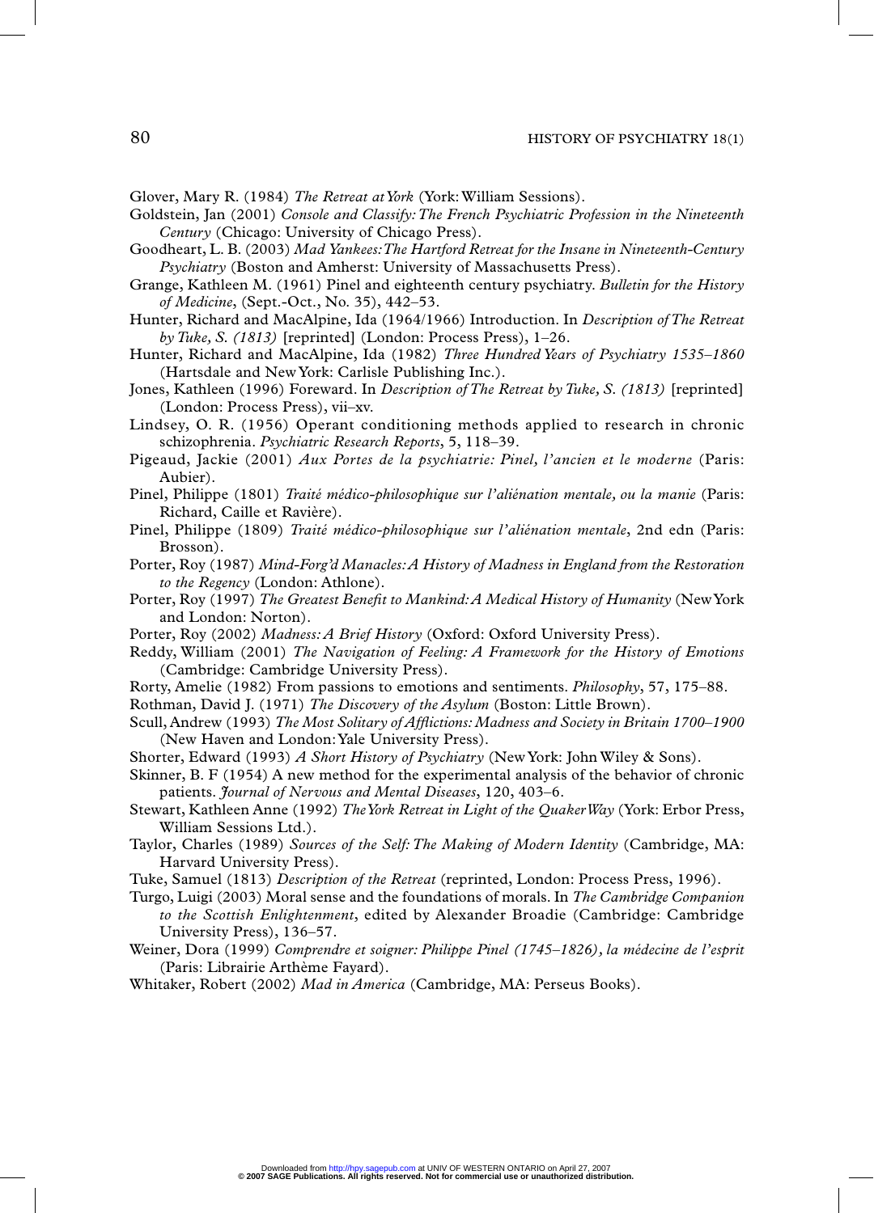Glover, Mary R. (1984) *The Retreat at York* (York: William Sessions).

Goldstein, Jan (2001) *Console and Classify: The French Psychiatric Profession in the Nineteenth Century* (Chicago: University of Chicago Press).

Goodheart, L. B. (2003) *Mad Yankees: The Hartford Retreat for the Insane in Nineteenth-Century Psychiatry* (Boston and Amherst: University of Massachusetts Press).

Grange, Kathleen M. (1961) Pinel and eighteenth century psychiatry. *Bulletin for the History of Medicine*, (Sept.-Oct., No. 35), 442–53.

Hunter, Richard and MacAlpine, Ida (1964/1966) Introduction. In *Description of The Retreat by Tuke, S. (1813)* [reprinted] (London: Process Press), 1–26.

Hunter, Richard and MacAlpine, Ida (1982) *Three Hundred Years of Psychiatry 1535–1860* (Hartsdale and New York: Carlisle Publishing Inc.).

Jones, Kathleen (1996) Foreward. In *Description of The Retreat by Tuke, S. (1813)* [reprinted] (London: Process Press), vii–xv.

Lindsey, O. R. (1956) Operant conditioning methods applied to research in chronic schizophrenia. *Psychiatric Research Reports*, 5, 118–39.

Pigeaud, Jackie (2001) *Aux Portes de la psychiatrie: Pinel, l'ancien et le moderne* (Paris: Aubier).

Pinel, Philippe (1801) *Traité médico-philosophique sur l'aliénation mentale, ou la manie* (Paris: Richard, Caille et Ravière).

Pinel, Philippe (1809) *Traité médico-philosophique sur l'aliénation mentale*, 2nd edn (Paris: Brosson).

Porter, Roy (1987) *Mind-Forg'd Manacles: A History of Madness in England from the Restoration to the Regency* (London: Athlone).

Porter, Roy (1997) *The Greatest Benefit to Mankind: A Medical History of Humanity* (New York and London: Norton).

Porter, Roy (2002) *Madness: A Brief History* (Oxford: Oxford University Press).

Reddy, William (2001) *The Navigation of Feeling: A Framework for the History of Emotions* (Cambridge: Cambridge University Press).

Rorty, Amelie (1982) From passions to emotions and sentiments. *Philosophy*, 57, 175–88.

Rothman, David J. (1971) *The Discovery of the Asylum* (Boston: Little Brown).

Scull, Andrew (1993) *The Most Solitary of Afflictions: Madness and Society in Britain 1700–1900* (New Haven and London: Yale University Press).

Shorter, Edward (1993) *A Short History of Psychiatry* (New York: John Wiley & Sons).

Skinner, B. F (1954) A new method for the experimental analysis of the behavior of chronic patients. *Journal of Nervous and Mental Diseases*, 120, 403–6.

Stewart, Kathleen Anne (1992) *The York Retreat in Light of the Quaker Way* (York: Erbor Press, William Sessions Ltd.).

Taylor, Charles (1989) *Sources of the Self: The Making of Modern Identity* (Cambridge, MA: Harvard University Press).

Tuke, Samuel (1813) *Description of the Retreat* (reprinted, London: Process Press, 1996).

Turgo, Luigi (2003) Moral sense and the foundations of morals. In *The Cambridge Companion to the Scottish Enlightenment*, edited by Alexander Broadie (Cambridge: Cambridge University Press), 136–57.

Weiner, Dora (1999) *Comprendre et soigner: Philippe Pinel (1745–1826), la médecine de l'esprit* (Paris: Librairie Arthème Fayard).

Whitaker, Robert (2002) *Mad in America* (Cambridge, MA: Perseus Books).